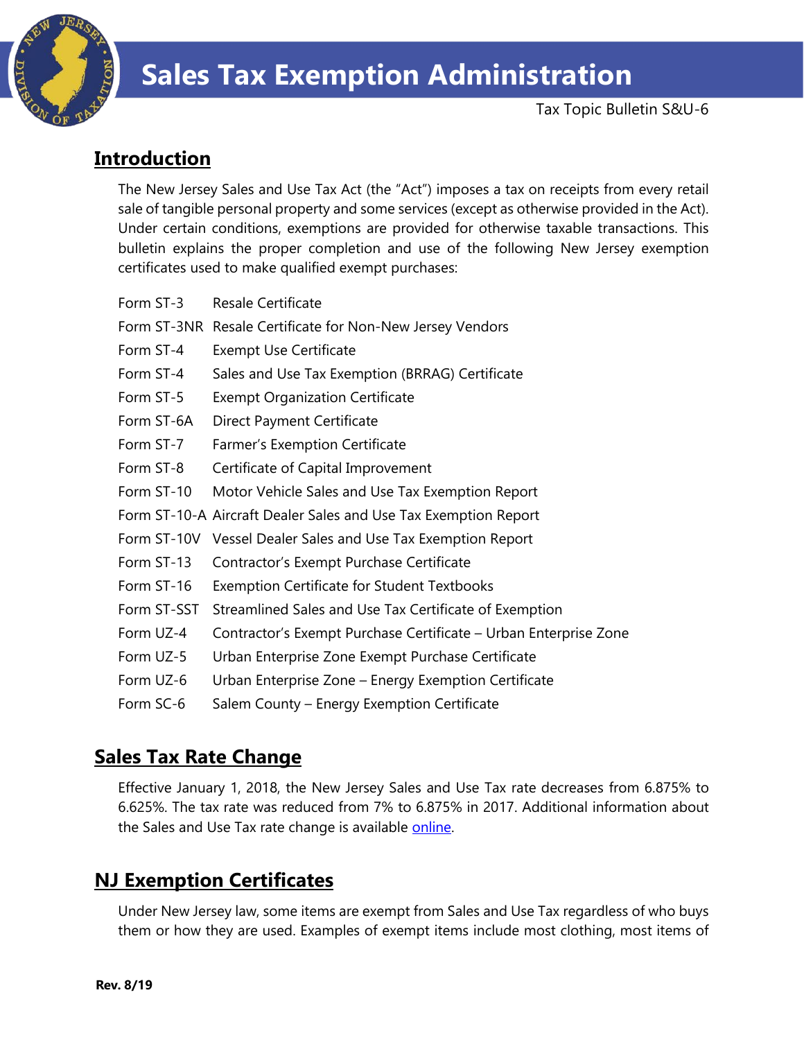# Sales Tax Exemption Administration

Tax Topic Bulletin S&U-6

## Introduction

The New Jersey Sales and Use Tax Act (the "Act") imposes a tax on receipts from every retail sale of tangible personal property and some services (except as otherwise provided in the Act). Under certain conditions, exemptions are provided for otherwise taxable transactions. This bulletin explains the proper completion and use of the following New Jersey exemption certificates used to make qualified exempt purchases:

| | |
|---|---|
| Form ST-3 | Resale Certificate |
| Form ST-3NR | Resale Certificate for Non-New Jersey Vendors |
| Form ST-4 | Exempt Use Certificate |
| Form ST-4 | Sales and Use Tax Exemption (BRRAG) Certificate |
| Form ST-5 | Exempt Organization Certificate |
| Form ST-6A | Direct Payment Certificate |
| Form ST-7 | Farmer's Exemption Certificate |
| Form ST-8 | Certificate of Capital Improvement |
| Form ST-10 | Motor Vehicle Sales and Use Tax Exemption Report |
| Form ST-10-A | Aircraft Dealer Sales and Use Tax Exemption Report |
| Form ST-10V | Vessel Dealer Sales and Use Tax Exemption Report |
| Form ST-13 | Contractor's Exempt Purchase Certificate |
| Form ST-16 | Exemption Certificate for Student Textbooks |
| Form ST-SST | Streamlined Sales and Use Tax Certificate of Exemption |
| Form UZ-4 | Contractor's Exempt Purchase Certificate – Urban Enterprise Zone |
| Form UZ-5 | Urban Enterprise Zone Exempt Purchase Certificate |
| Form UZ-6 | Urban Enterprise Zone – Energy Exemption Certificate |
| Form SC-6 | Salem County – Energy Exemption Certificate |

## Sales Tax Rate Change

Effective January 1, 2018, the New Jersey Sales and Use Tax rate decreases from 6.875% to 6.625%. The tax rate was reduced from 7% to 6.875% in 2017. Additional information about the Sales and Use Tax rate change is available online.

## NJ Exemption Certificates

Under New Jersey law, some items are exempt from Sales and Use Tax regardless of who buys them or how they are used. Examples of exempt items include most clothing, most items of

Rev. 8/19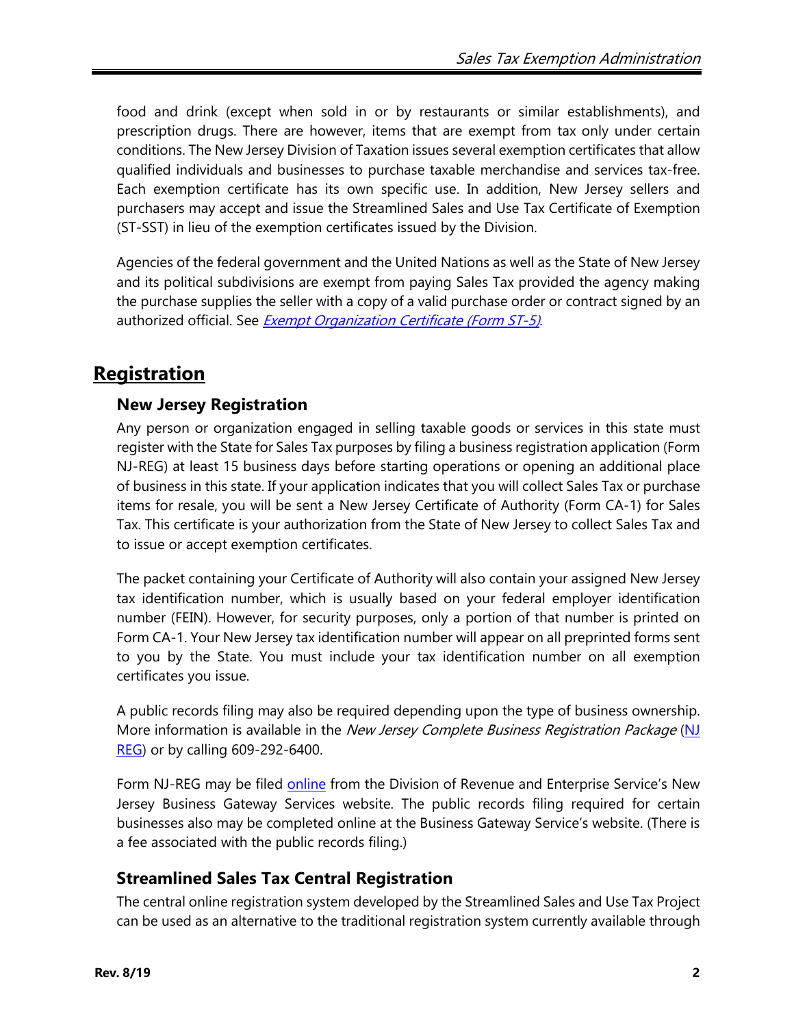food and drink (except when sold in or by restaurants or similar establishments), and prescription drugs. There are however, items that are exempt from tax only under certain conditions. The New Jersey Division of Taxation issues several exemption certificates that allow qualified individuals and businesses to purchase taxable merchandise and services tax-free. Each exemption certificate has its own specific use. In addition, New Jersey sellers and purchasers may accept and issue the Streamlined Sales and Use Tax Certificate of Exemption (ST-SST) in lieu of the exemption certificates issued by the Division.

Agencies of the federal government and the United Nations as well as the State of New Jersey and its political subdivisions are exempt from paying Sales Tax provided the agency making the purchase supplies the seller with a copy of a valid purchase order or contract signed by an authorized official. See *Exempt Organization Certificate (Form ST-5)*.

## Registration

### New Jersey Registration

Any person or organization engaged in selling taxable goods or services in this state must register with the State for Sales Tax purposes by filing a business registration application (Form NJ-REG) at least 15 business days before starting operations or opening an additional place of business in this state. If your application indicates that you will collect Sales Tax or purchase items for resale, you will be sent a New Jersey Certificate of Authority (Form CA-1) for Sales Tax. This certificate is your authorization from the State of New Jersey to collect Sales Tax and to issue or accept exemption certificates.

The packet containing your Certificate of Authority will also contain your assigned New Jersey tax identification number, which is usually based on your federal employer identification number (FEIN). However, for security purposes, only a portion of that number is printed on Form CA-1. Your New Jersey tax identification number will appear on all preprinted forms sent to you by the State. You must include your tax identification number on all exemption certificates you issue.

A public records filing may also be required depending upon the type of business ownership. More information is available in the *New Jersey Complete Business Registration Package* (NJ REG) or by calling 609-292-6400.

Form NJ-REG may be filed online from the Division of Revenue and Enterprise Service's New Jersey Business Gateway Services website. The public records filing required for certain businesses also may be completed online at the Business Gateway Service's website. (There is a fee associated with the public records filing.)

### Streamlined Sales Tax Central Registration

The central online registration system developed by the Streamlined Sales and Use Tax Project can be used as an alternative to the traditional registration system currently available through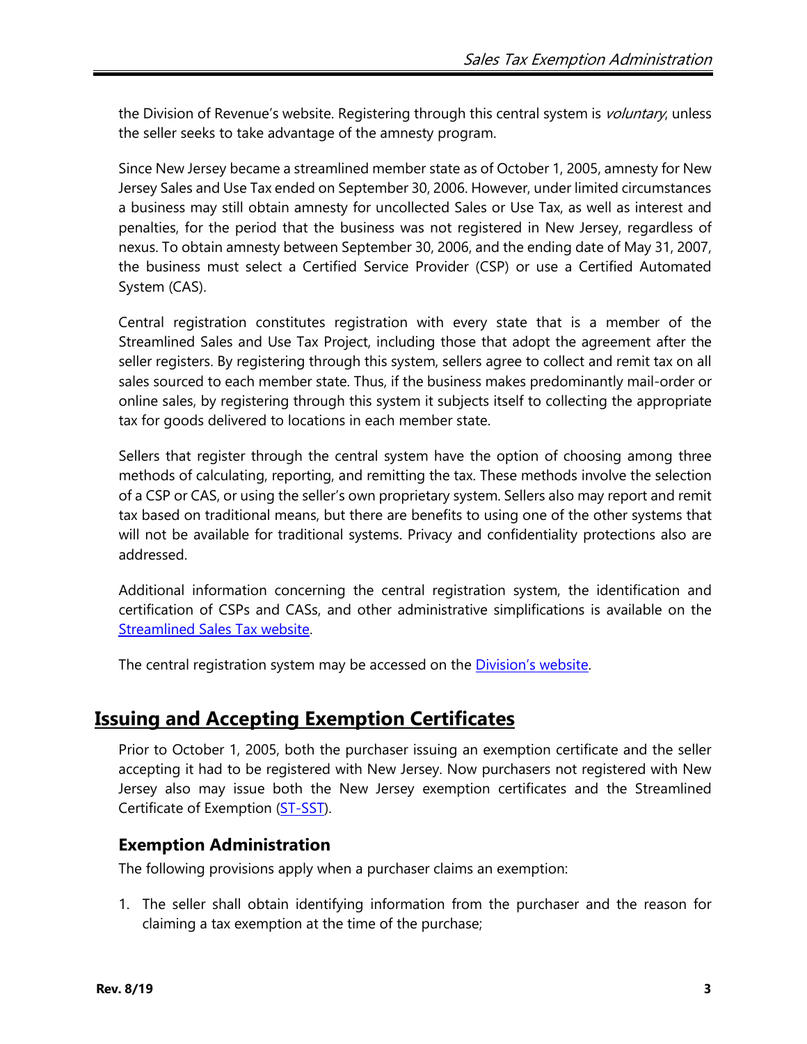the Division of Revenue's website. Registering through this central system is *voluntary*, unless the seller seeks to take advantage of the amnesty program.

Since New Jersey became a streamlined member state as of October 1, 2005, amnesty for New Jersey Sales and Use Tax ended on September 30, 2006. However, under limited circumstances a business may still obtain amnesty for uncollected Sales or Use Tax, as well as interest and penalties, for the period that the business was not registered in New Jersey, regardless of nexus. To obtain amnesty between September 30, 2006, and the ending date of May 31, 2007, the business must select a Certified Service Provider (CSP) or use a Certified Automated System (CAS).

Central registration constitutes registration with every state that is a member of the Streamlined Sales and Use Tax Project, including those that adopt the agreement after the seller registers. By registering through this system, sellers agree to collect and remit tax on all sales sourced to each member state. Thus, if the business makes predominantly mail-order or online sales, by registering through this system it subjects itself to collecting the appropriate tax for goods delivered to locations in each member state.

Sellers that register through the central system have the option of choosing among three methods of calculating, reporting, and remitting the tax. These methods involve the selection of a CSP or CAS, or using the seller's own proprietary system. Sellers also may report and remit tax based on traditional means, but there are benefits to using one of the other systems that will not be available for traditional systems. Privacy and confidentiality protections also are addressed.

Additional information concerning the central registration system, the identification and certification of CSPs and CASs, and other administrative simplifications is available on the Streamlined Sales Tax website.

The central registration system may be accessed on the Division's website.

## Issuing and Accepting Exemption Certificates

Prior to October 1, 2005, both the purchaser issuing an exemption certificate and the seller accepting it had to be registered with New Jersey. Now purchasers not registered with New Jersey also may issue both the New Jersey exemption certificates and the Streamlined Certificate of Exemption (ST-SST).

### Exemption Administration

The following provisions apply when a purchaser claims an exemption:

1. The seller shall obtain identifying information from the purchaser and the reason for claiming a tax exemption at the time of the purchase;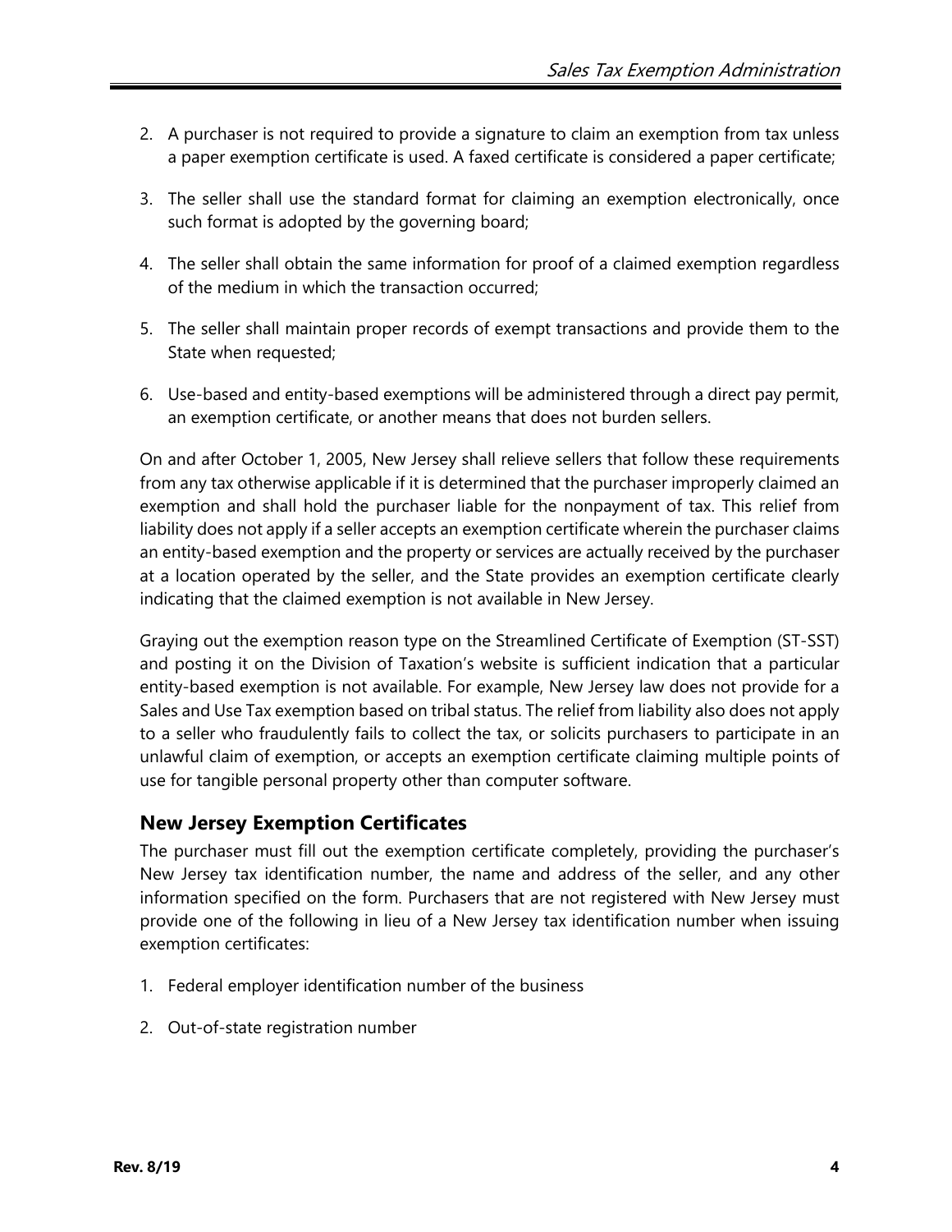2. A purchaser is not required to provide a signature to claim an exemption from tax unless a paper exemption certificate is used. A faxed certificate is considered a paper certificate;

3. The seller shall use the standard format for claiming an exemption electronically, once such format is adopted by the governing board;

4. The seller shall obtain the same information for proof of a claimed exemption regardless of the medium in which the transaction occurred;

5. The seller shall maintain proper records of exempt transactions and provide them to the State when requested;

6. Use-based and entity-based exemptions will be administered through a direct pay permit, an exemption certificate, or another means that does not burden sellers.

On and after October 1, 2005, New Jersey shall relieve sellers that follow these requirements from any tax otherwise applicable if it is determined that the purchaser improperly claimed an exemption and shall hold the purchaser liable for the nonpayment of tax. This relief from liability does not apply if a seller accepts an exemption certificate wherein the purchaser claims an entity-based exemption and the property or services are actually received by the purchaser at a location operated by the seller, and the State provides an exemption certificate clearly indicating that the claimed exemption is not available in New Jersey.

Graying out the exemption reason type on the Streamlined Certificate of Exemption (ST-SST) and posting it on the Division of Taxation's website is sufficient indication that a particular entity-based exemption is not available. For example, New Jersey law does not provide for a Sales and Use Tax exemption based on tribal status. The relief from liability also does not apply to a seller who fraudulently fails to collect the tax, or solicits purchasers to participate in an unlawful claim of exemption, or accepts an exemption certificate claiming multiple points of use for tangible personal property other than computer software.

## New Jersey Exemption Certificates

The purchaser must fill out the exemption certificate completely, providing the purchaser's New Jersey tax identification number, the name and address of the seller, and any other information specified on the form. Purchasers that are not registered with New Jersey must provide one of the following in lieu of a New Jersey tax identification number when issuing exemption certificates:

1. Federal employer identification number of the business

2. Out-of-state registration number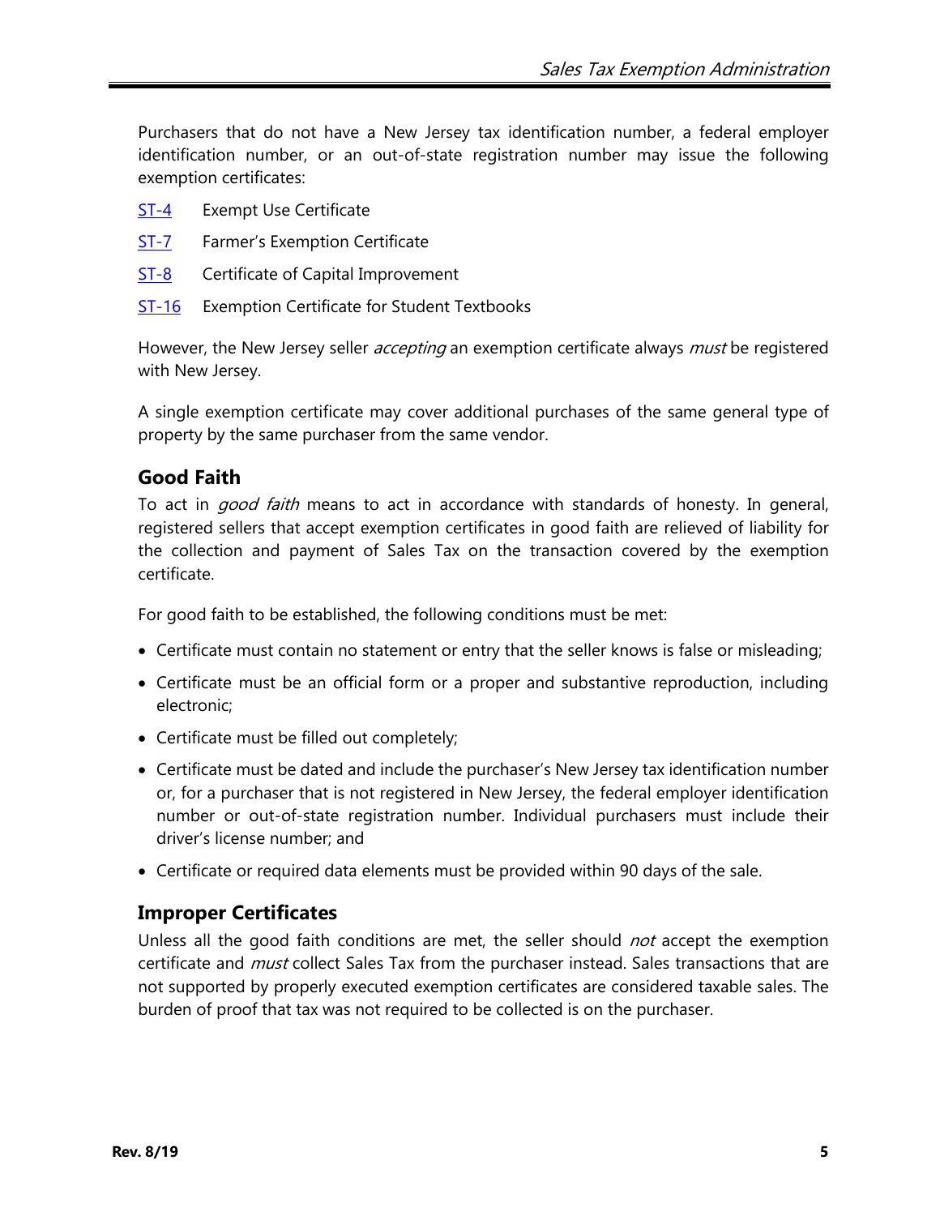Purchasers that do not have a New Jersey tax identification number, a federal employer identification number, or an out-of-state registration number may issue the following exemption certificates:

ST-4 Exempt Use Certificate

ST-7 Farmer's Exemption Certificate

ST-8 Certificate of Capital Improvement

ST-16 Exemption Certificate for Student Textbooks

However, the New Jersey seller *accepting* an exemption certificate always *must* be registered with New Jersey.

A single exemption certificate may cover additional purchases of the same general type of property by the same purchaser from the same vendor.

## Good Faith

To act in *good faith* means to act in accordance with standards of honesty. In general, registered sellers that accept exemption certificates in good faith are relieved of liability for the collection and payment of Sales Tax on the transaction covered by the exemption certificate.

For good faith to be established, the following conditions must be met:

- Certificate must contain no statement or entry that the seller knows is false or misleading;
- Certificate must be an official form or a proper and substantive reproduction, including electronic;
- Certificate must be filled out completely;
- Certificate must be dated and include the purchaser's New Jersey tax identification number or, for a purchaser that is not registered in New Jersey, the federal employer identification number or out-of-state registration number. Individual purchasers must include their driver's license number; and
- Certificate or required data elements must be provided within 90 days of the sale.

## Improper Certificates

Unless all the good faith conditions are met, the seller should *not* accept the exemption certificate and *must* collect Sales Tax from the purchaser instead. Sales transactions that are not supported by properly executed exemption certificates are considered taxable sales. The burden of proof that tax was not required to be collected is on the purchaser.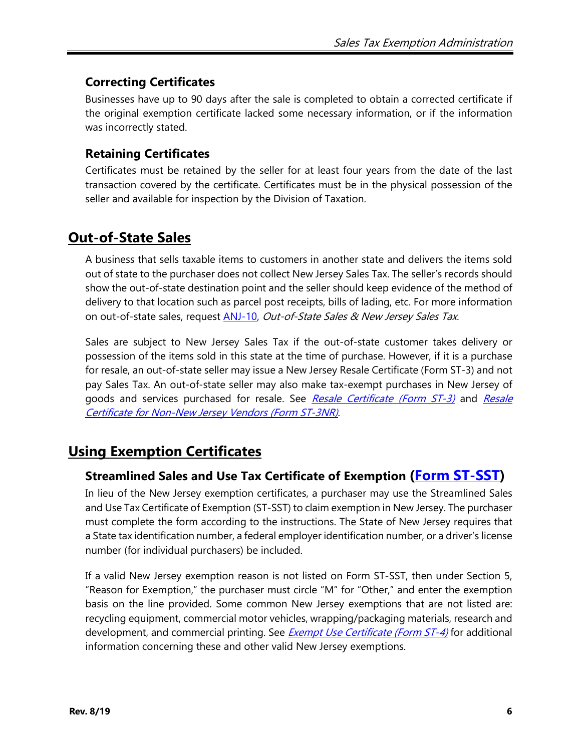### Correcting Certificates

Businesses have up to 90 days after the sale is completed to obtain a corrected certificate if the original exemption certificate lacked some necessary information, or if the information was incorrectly stated.

### Retaining Certificates

Certificates must be retained by the seller for at least four years from the date of the last transaction covered by the certificate. Certificates must be in the physical possession of the seller and available for inspection by the Division of Taxation.

## Out-of-State Sales

A business that sells taxable items to customers in another state and delivers the items sold out of state to the purchaser does not collect New Jersey Sales Tax. The seller's records should show the out-of-state destination point and the seller should keep evidence of the method of delivery to that location such as parcel post receipts, bills of lading, etc. For more information on out-of-state sales, request ANJ-10, *Out-of-State Sales & New Jersey Sales Tax.*

Sales are subject to New Jersey Sales Tax if the out-of-state customer takes delivery or possession of the items sold in this state at the time of purchase. However, if it is a purchase for resale, an out-of-state seller may issue a New Jersey Resale Certificate (Form ST-3) and not pay Sales Tax. An out-of-state seller may also make tax-exempt purchases in New Jersey of goods and services purchased for resale. See *Resale Certificate (Form ST-3)* and *Resale Certificate for Non-New Jersey Vendors (Form ST-3NR)*.

## Using Exemption Certificates

### Streamlined Sales and Use Tax Certificate of Exemption (Form ST-SST)

In lieu of the New Jersey exemption certificates, a purchaser may use the Streamlined Sales and Use Tax Certificate of Exemption (ST-SST) to claim exemption in New Jersey. The purchaser must complete the form according to the instructions. The State of New Jersey requires that a State tax identification number, a federal employer identification number, or a driver's license number (for individual purchasers) be included.

If a valid New Jersey exemption reason is not listed on Form ST-SST, then under Section 5, "Reason for Exemption," the purchaser must circle "M" for "Other," and enter the exemption basis on the line provided. Some common New Jersey exemptions that are not listed are: recycling equipment, commercial motor vehicles, wrapping/packaging materials, research and development, and commercial printing. See *Exempt Use Certificate (Form ST-4)* for additional information concerning these and other valid New Jersey exemptions.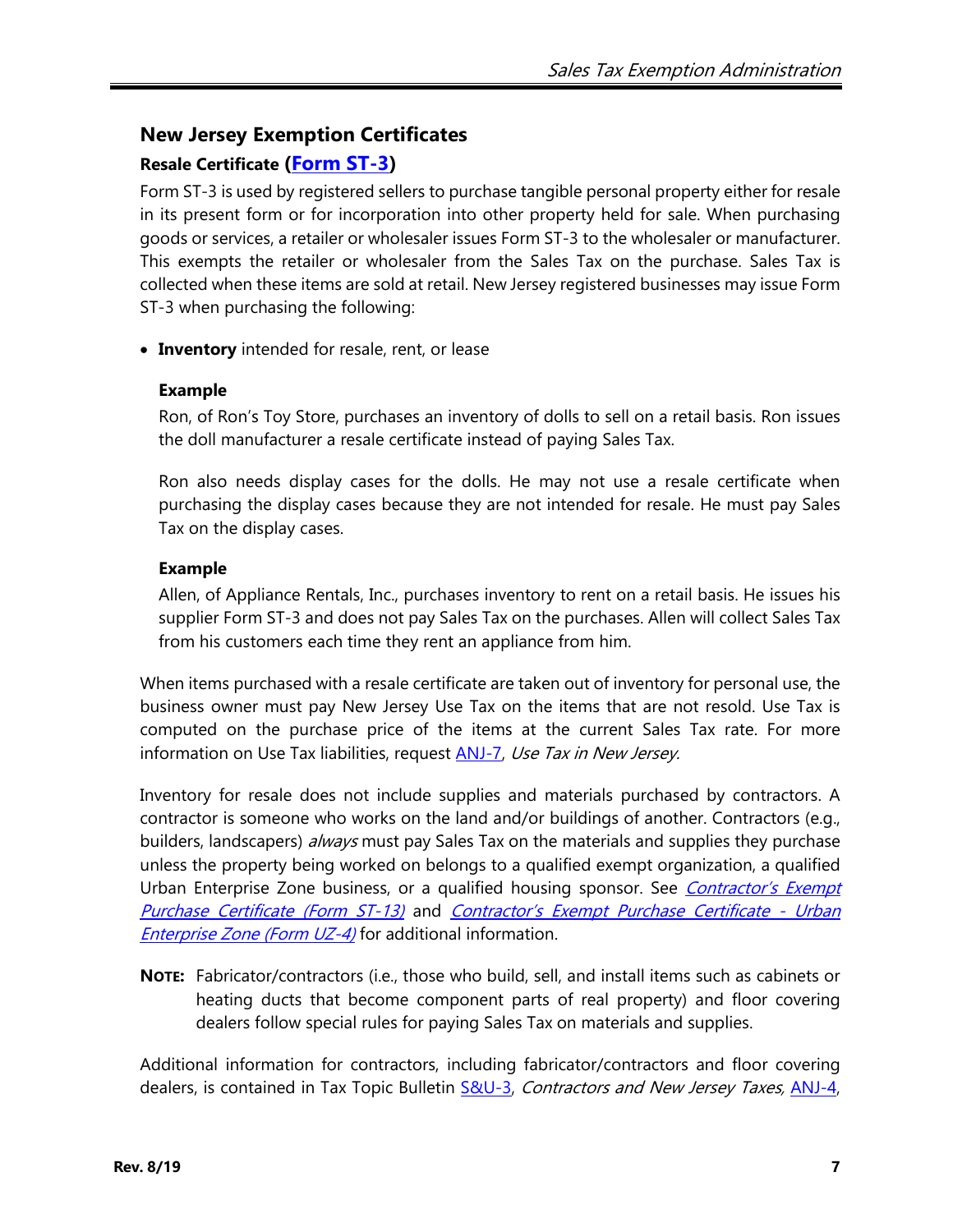## New Jersey Exemption Certificates

### Resale Certificate (Form ST-3)

Form ST-3 is used by registered sellers to purchase tangible personal property either for resale in its present form or for incorporation into other property held for sale. When purchasing goods or services, a retailer or wholesaler issues Form ST-3 to the wholesaler or manufacturer. This exempts the retailer or wholesaler from the Sales Tax on the purchase. Sales Tax is collected when these items are sold at retail. New Jersey registered businesses may issue Form ST-3 when purchasing the following:

- **Inventory** intended for resale, rent, or lease

  **Example**

  Ron, of Ron's Toy Store, purchases an inventory of dolls to sell on a retail basis. Ron issues the doll manufacturer a resale certificate instead of paying Sales Tax.

  Ron also needs display cases for the dolls. He may not use a resale certificate when purchasing the display cases because they are not intended for resale. He must pay Sales Tax on the display cases.

  **Example**

  Allen, of Appliance Rentals, Inc., purchases inventory to rent on a retail basis. He issues his supplier Form ST-3 and does not pay Sales Tax on the purchases. Allen will collect Sales Tax from his customers each time they rent an appliance from him.

When items purchased with a resale certificate are taken out of inventory for personal use, the business owner must pay New Jersey Use Tax on the items that are not resold. Use Tax is computed on the purchase price of the items at the current Sales Tax rate. For more information on Use Tax liabilities, request ANJ-7, *Use Tax in New Jersey.*

Inventory for resale does not include supplies and materials purchased by contractors. A contractor is someone who works on the land and/or buildings of another. Contractors (e.g., builders, landscapers) *always* must pay Sales Tax on the materials and supplies they purchase unless the property being worked on belongs to a qualified exempt organization, a qualified Urban Enterprise Zone business, or a qualified housing sponsor. See *Contractor's Exempt Purchase Certificate (Form ST-13)* and *Contractor's Exempt Purchase Certificate - Urban Enterprise Zone (Form UZ-4)* for additional information.

**NOTE:** Fabricator/contractors (i.e., those who build, sell, and install items such as cabinets or heating ducts that become component parts of real property) and floor covering dealers follow special rules for paying Sales Tax on materials and supplies.

Additional information for contractors, including fabricator/contractors and floor covering dealers, is contained in Tax Topic Bulletin S&U-3, *Contractors and New Jersey Taxes,* ANJ-4,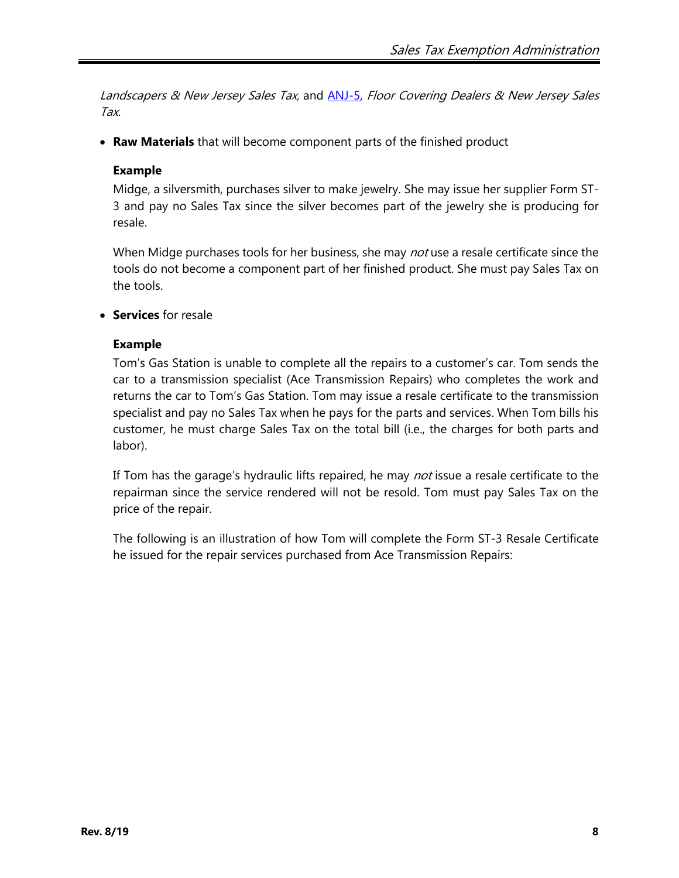*Landscapers & New Jersey Sales Tax,* and [ANJ-5](), *Floor Covering Dealers & New Jersey Sales Tax.*

- **Raw Materials** that will become component parts of the finished product

  **Example**

  Midge, a silversmith, purchases silver to make jewelry. She may issue her supplier Form ST-3 and pay no Sales Tax since the silver becomes part of the jewelry she is producing for resale.

  When Midge purchases tools for her business, she may *not* use a resale certificate since the tools do not become a component part of her finished product. She must pay Sales Tax on the tools.

- **Services** for resale

  **Example**

  Tom's Gas Station is unable to complete all the repairs to a customer's car. Tom sends the car to a transmission specialist (Ace Transmission Repairs) who completes the work and returns the car to Tom's Gas Station. Tom may issue a resale certificate to the transmission specialist and pay no Sales Tax when he pays for the parts and services. When Tom bills his customer, he must charge Sales Tax on the total bill (i.e., the charges for both parts and labor).

  If Tom has the garage's hydraulic lifts repaired, he may *not* issue a resale certificate to the repairman since the service rendered will not be resold. Tom must pay Sales Tax on the price of the repair.

  The following is an illustration of how Tom will complete the Form ST-3 Resale Certificate he issued for the repair services purchased from Ace Transmission Repairs: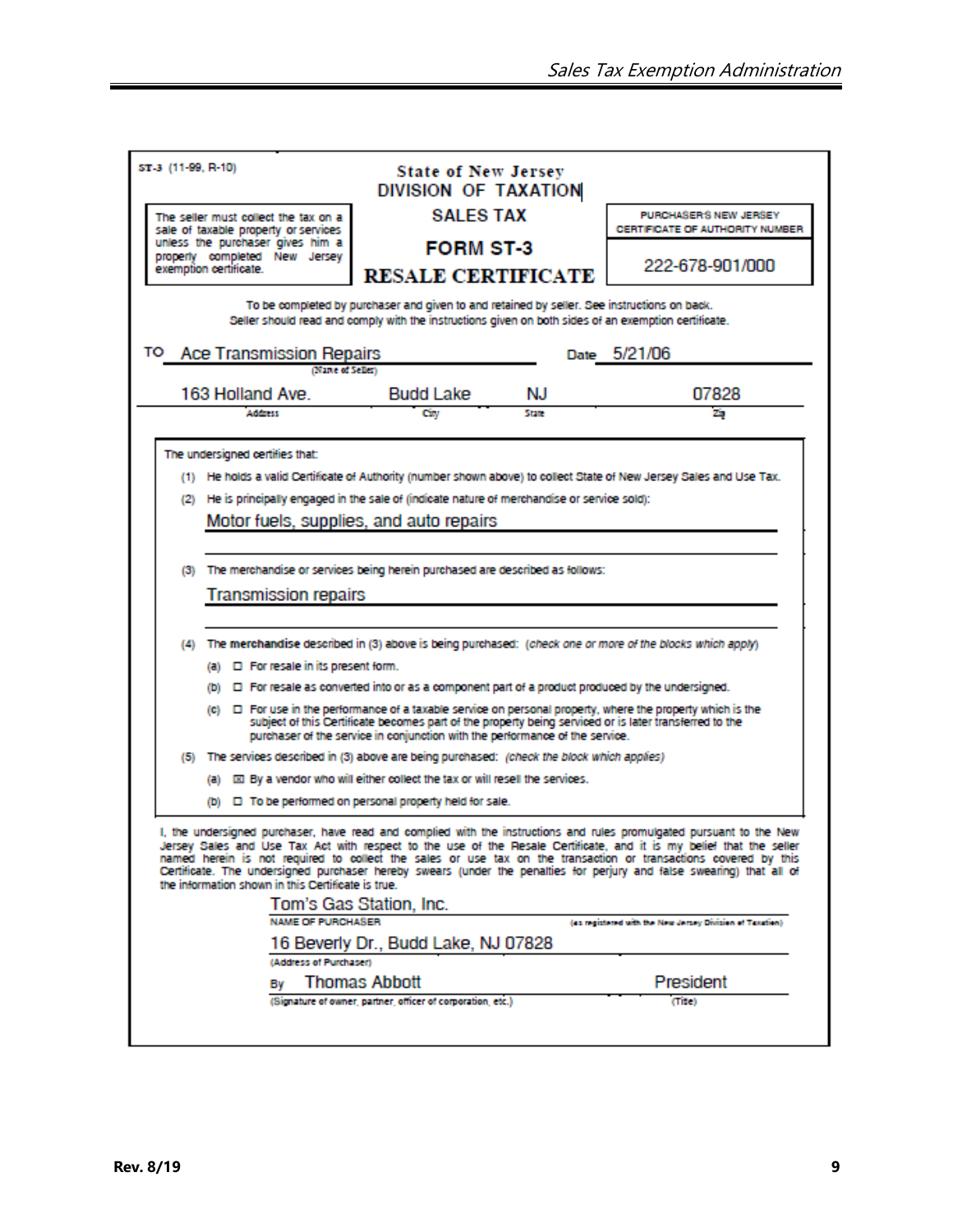ST-3 (11-99, R-10)

**State of New Jersey**
**DIVISION OF TAXATION**

**SALES TAX**

**FORM ST-3**

**RESALE CERTIFICATE**

The seller must collect the tax on a sale of taxable property or services unless the purchaser gives him a properly completed New Jersey exemption certificate.

PURCHASER'S NEW JERSEY CERTIFICATE OF AUTHORITY NUMBER

222-678-901/000

To be completed by purchaser and given to and retained by seller. See instructions on back.
Seller should read and comply with the instructions given on both sides of an exemption certificate.

TO Ace Transmission Repairs (Name of Seller) Date 5/21/06

163 Holland Ave. (Address) Budd Lake (City) NJ (State) 07828 (Zip)

The undersigned certifies that:

(1) He holds a valid Certificate of Authority (number shown above) to collect State of New Jersey Sales and Use Tax.

(2) He is principally engaged in the sale of (indicate nature of merchandise or service sold):

Motor fuels, supplies, and auto repairs

(3) The merchandise or services being herein purchased are described as follows:

Transmission repairs

(4) The **merchandise** described in (3) above is being purchased: (*check one or more of the blocks which apply*)

(a) ☐ For resale in its present form.

(b) ☐ For resale as converted into or as a component part of a product produced by the undersigned.

(c) ☐ For use in the performance of a taxable service on personal property, where the property which is the subject of this Certificate becomes part of the property being serviced or is later transferred to the purchaser of the service in conjunction with the performance of the service.

(5) The services described in (3) above are being purchased: (*check the block which applies*)

(a) ☒ By a vendor who will either collect the tax or will resell the services.

(b) ☐ To be performed on personal property held for sale.

I, the undersigned purchaser, have read and complied with the instructions and rules promulgated pursuant to the New Jersey Sales and Use Tax Act with respect to the use of the Resale Certificate, and it is my belief that the seller named herein is not required to collect the sales or use tax on the transaction or transactions covered by this Certificate. The undersigned purchaser hereby swears (under the penalties for perjury and false swearing) that all of the information shown in this Certificate is true.

Tom's Gas Station, Inc.
NAME OF PURCHASER (as registered with the New Jersey Division of Taxation)

16 Beverly Dr., Budd Lake, NJ 07828
(Address of Purchaser)

By Thomas Abbott President
(Signature of owner, partner, officer of corporation, etc.) (Title)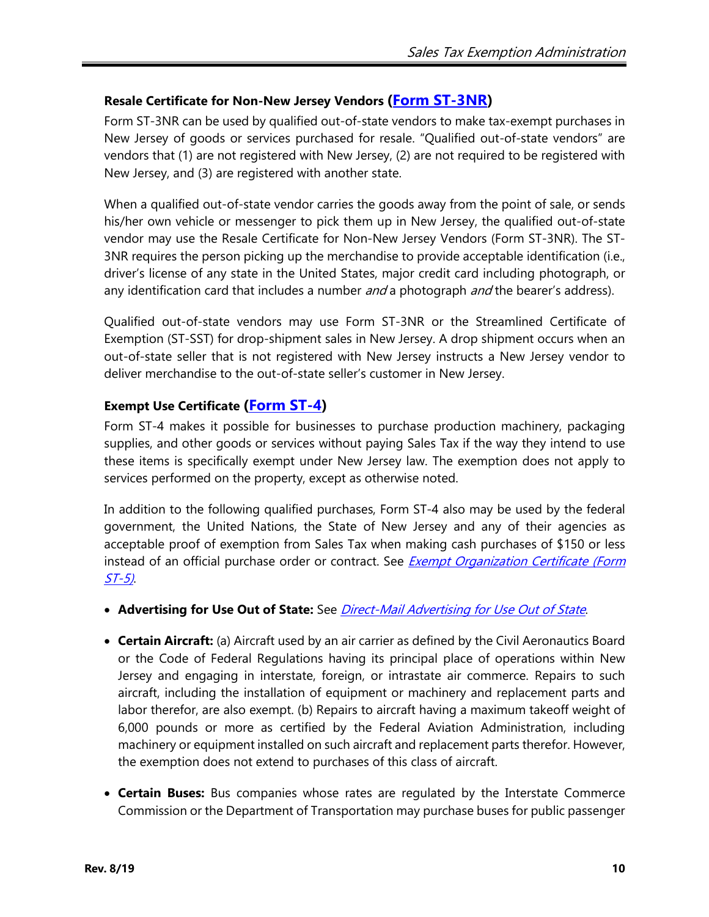### Resale Certificate for Non-New Jersey Vendors (Form ST-3NR)

Form ST-3NR can be used by qualified out-of-state vendors to make tax-exempt purchases in New Jersey of goods or services purchased for resale. "Qualified out-of-state vendors" are vendors that (1) are not registered with New Jersey, (2) are not required to be registered with New Jersey, and (3) are registered with another state.

When a qualified out-of-state vendor carries the goods away from the point of sale, or sends his/her own vehicle or messenger to pick them up in New Jersey, the qualified out-of-state vendor may use the Resale Certificate for Non-New Jersey Vendors (Form ST-3NR). The ST-3NR requires the person picking up the merchandise to provide acceptable identification (i.e., driver's license of any state in the United States, major credit card including photograph, or any identification card that includes a number *and* a photograph *and* the bearer's address).

Qualified out-of-state vendors may use Form ST-3NR or the Streamlined Certificate of Exemption (ST-SST) for drop-shipment sales in New Jersey. A drop shipment occurs when an out-of-state seller that is not registered with New Jersey instructs a New Jersey vendor to deliver merchandise to the out-of-state seller's customer in New Jersey.

### Exempt Use Certificate (Form ST-4)

Form ST-4 makes it possible for businesses to purchase production machinery, packaging supplies, and other goods or services without paying Sales Tax if the way they intend to use these items is specifically exempt under New Jersey law. The exemption does not apply to services performed on the property, except as otherwise noted.

In addition to the following qualified purchases, Form ST-4 also may be used by the federal government, the United Nations, the State of New Jersey and any of their agencies as acceptable proof of exemption from Sales Tax when making cash purchases of $150 or less instead of an official purchase order or contract. See *Exempt Organization Certificate (Form ST-5)*.

- **Advertising for Use Out of State:** See *Direct-Mail Advertising for Use Out of State*.
- **Certain Aircraft:** (a) Aircraft used by an air carrier as defined by the Civil Aeronautics Board or the Code of Federal Regulations having its principal place of operations within New Jersey and engaging in interstate, foreign, or intrastate air commerce. Repairs to such aircraft, including the installation of equipment or machinery and replacement parts and labor therefor, are also exempt. (b) Repairs to aircraft having a maximum takeoff weight of 6,000 pounds or more as certified by the Federal Aviation Administration, including machinery or equipment installed on such aircraft and replacement parts therefor. However, the exemption does not extend to purchases of this class of aircraft.
- **Certain Buses:** Bus companies whose rates are regulated by the Interstate Commerce Commission or the Department of Transportation may purchase buses for public passenger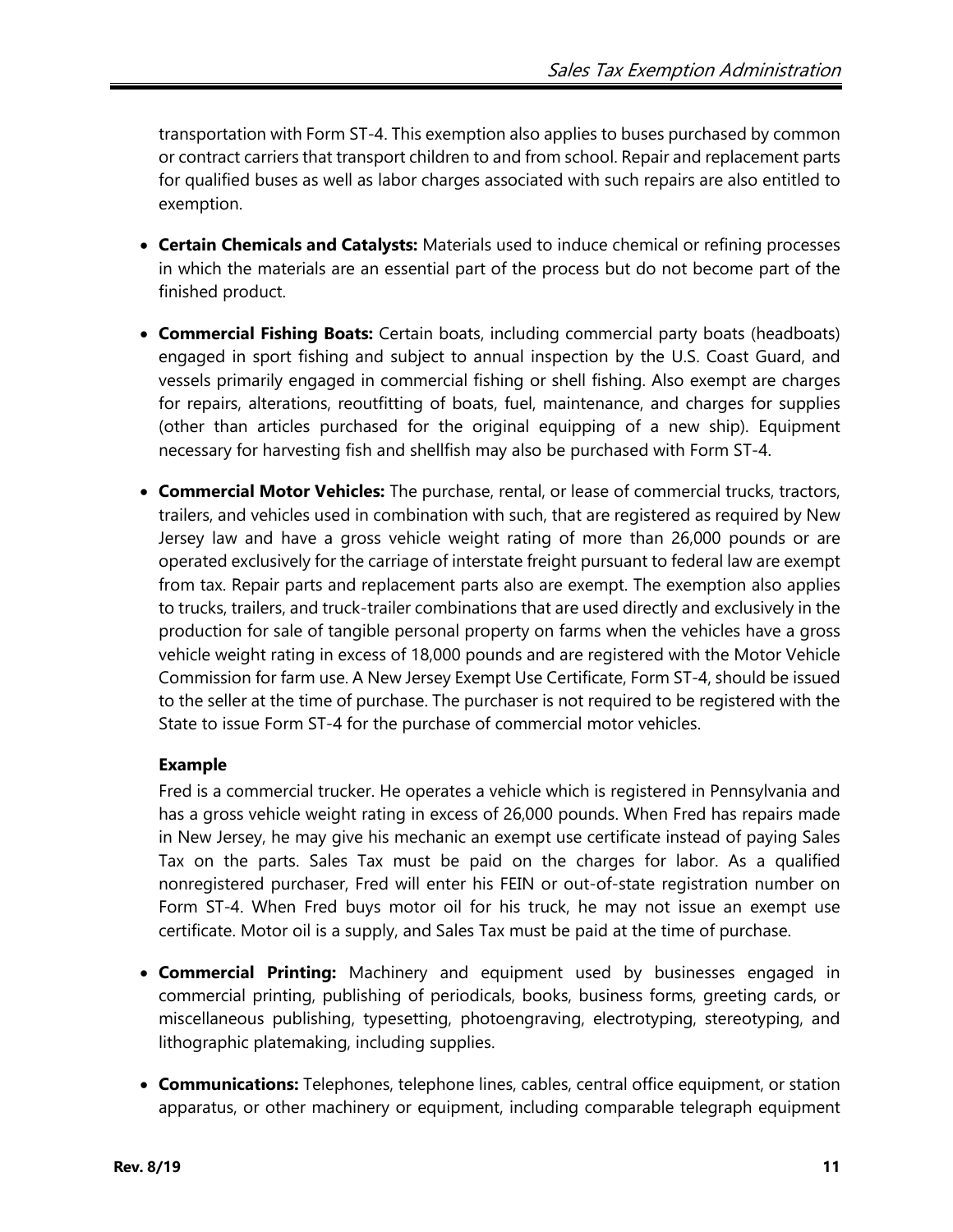transportation with Form ST-4. This exemption also applies to buses purchased by common or contract carriers that transport children to and from school. Repair and replacement parts for qualified buses as well as labor charges associated with such repairs are also entitled to exemption.

- **Certain Chemicals and Catalysts:** Materials used to induce chemical or refining processes in which the materials are an essential part of the process but do not become part of the finished product.

- **Commercial Fishing Boats:** Certain boats, including commercial party boats (headboats) engaged in sport fishing and subject to annual inspection by the U.S. Coast Guard, and vessels primarily engaged in commercial fishing or shell fishing. Also exempt are charges for repairs, alterations, reoutfitting of boats, fuel, maintenance, and charges for supplies (other than articles purchased for the original equipping of a new ship). Equipment necessary for harvesting fish and shellfish may also be purchased with Form ST-4.

- **Commercial Motor Vehicles:** The purchase, rental, or lease of commercial trucks, tractors, trailers, and vehicles used in combination with such, that are registered as required by New Jersey law and have a gross vehicle weight rating of more than 26,000 pounds or are operated exclusively for the carriage of interstate freight pursuant to federal law are exempt from tax. Repair parts and replacement parts also are exempt. The exemption also applies to trucks, trailers, and truck-trailer combinations that are used directly and exclusively in the production for sale of tangible personal property on farms when the vehicles have a gross vehicle weight rating in excess of 18,000 pounds and are registered with the Motor Vehicle Commission for farm use. A New Jersey Exempt Use Certificate, Form ST-4, should be issued to the seller at the time of purchase. The purchaser is not required to be registered with the State to issue Form ST-4 for the purchase of commercial motor vehicles.

  **Example**

  Fred is a commercial trucker. He operates a vehicle which is registered in Pennsylvania and has a gross vehicle weight rating in excess of 26,000 pounds. When Fred has repairs made in New Jersey, he may give his mechanic an exempt use certificate instead of paying Sales Tax on the parts. Sales Tax must be paid on the charges for labor. As a qualified nonregistered purchaser, Fred will enter his FEIN or out-of-state registration number on Form ST-4. When Fred buys motor oil for his truck, he may not issue an exempt use certificate. Motor oil is a supply, and Sales Tax must be paid at the time of purchase.

- **Commercial Printing:** Machinery and equipment used by businesses engaged in commercial printing, publishing of periodicals, books, business forms, greeting cards, or miscellaneous publishing, typesetting, photoengraving, electrotyping, stereotyping, and lithographic platemaking, including supplies.

- **Communications:** Telephones, telephone lines, cables, central office equipment, or station apparatus, or other machinery or equipment, including comparable telegraph equipment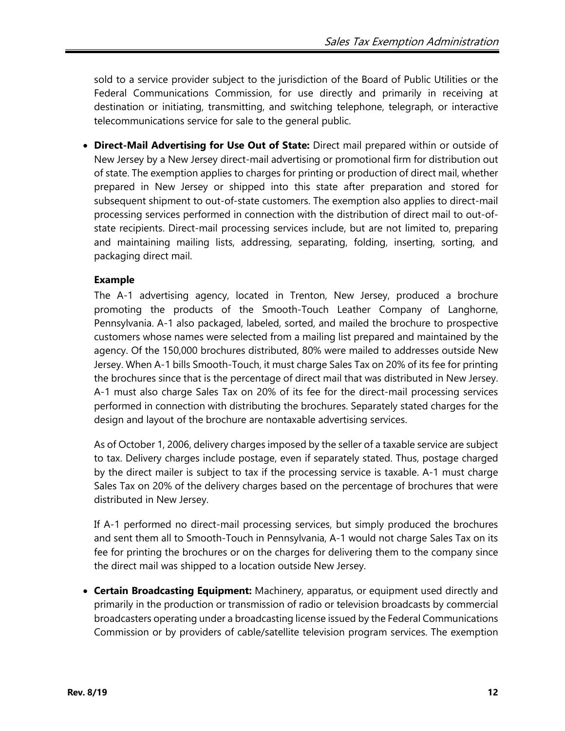sold to a service provider subject to the jurisdiction of the Board of Public Utilities or the Federal Communications Commission, for use directly and primarily in receiving at destination or initiating, transmitting, and switching telephone, telegraph, or interactive telecommunications service for sale to the general public.

- **Direct-Mail Advertising for Use Out of State:** Direct mail prepared within or outside of New Jersey by a New Jersey direct-mail advertising or promotional firm for distribution out of state. The exemption applies to charges for printing or production of direct mail, whether prepared in New Jersey or shipped into this state after preparation and stored for subsequent shipment to out-of-state customers. The exemption also applies to direct-mail processing services performed in connection with the distribution of direct mail to out-of-state recipients. Direct-mail processing services include, but are not limited to, preparing and maintaining mailing lists, addressing, separating, folding, inserting, sorting, and packaging direct mail.

  **Example**

  The A-1 advertising agency, located in Trenton, New Jersey, produced a brochure promoting the products of the Smooth-Touch Leather Company of Langhorne, Pennsylvania. A-1 also packaged, labeled, sorted, and mailed the brochure to prospective customers whose names were selected from a mailing list prepared and maintained by the agency. Of the 150,000 brochures distributed, 80% were mailed to addresses outside New Jersey. When A-1 bills Smooth-Touch, it must charge Sales Tax on 20% of its fee for printing the brochures since that is the percentage of direct mail that was distributed in New Jersey. A-1 must also charge Sales Tax on 20% of its fee for the direct-mail processing services performed in connection with distributing the brochures. Separately stated charges for the design and layout of the brochure are nontaxable advertising services.

  As of October 1, 2006, delivery charges imposed by the seller of a taxable service are subject to tax. Delivery charges include postage, even if separately stated. Thus, postage charged by the direct mailer is subject to tax if the processing service is taxable. A-1 must charge Sales Tax on 20% of the delivery charges based on the percentage of brochures that were distributed in New Jersey.

  If A-1 performed no direct-mail processing services, but simply produced the brochures and sent them all to Smooth-Touch in Pennsylvania, A-1 would not charge Sales Tax on its fee for printing the brochures or on the charges for delivering them to the company since the direct mail was shipped to a location outside New Jersey.

- **Certain Broadcasting Equipment:** Machinery, apparatus, or equipment used directly and primarily in the production or transmission of radio or television broadcasts by commercial broadcasters operating under a broadcasting license issued by the Federal Communications Commission or by providers of cable/satellite television program services. The exemption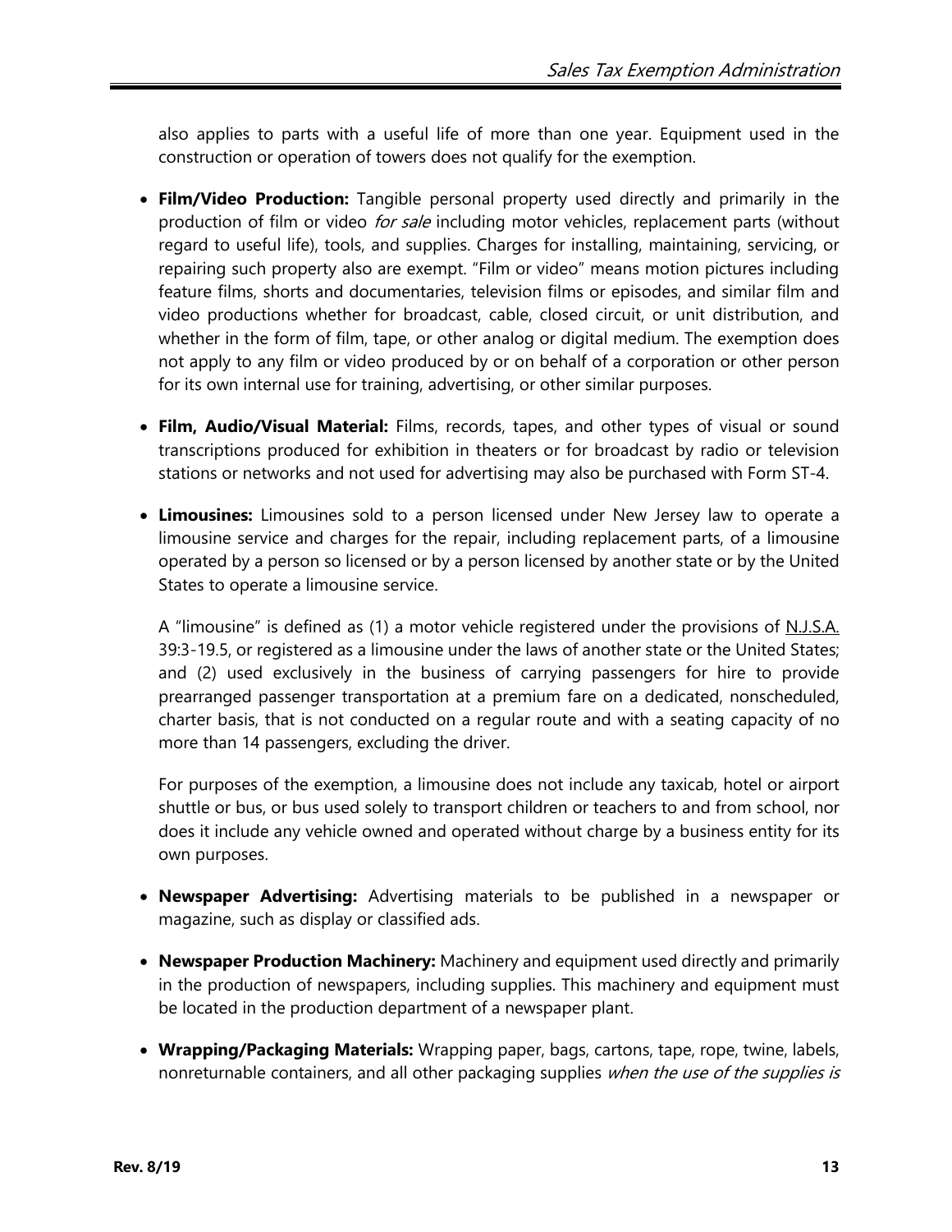also applies to parts with a useful life of more than one year. Equipment used in the construction or operation of towers does not qualify for the exemption.

- **Film/Video Production:** Tangible personal property used directly and primarily in the production of film or video *for sale* including motor vehicles, replacement parts (without regard to useful life), tools, and supplies. Charges for installing, maintaining, servicing, or repairing such property also are exempt. "Film or video" means motion pictures including feature films, shorts and documentaries, television films or episodes, and similar film and video productions whether for broadcast, cable, closed circuit, or unit distribution, and whether in the form of film, tape, or other analog or digital medium. The exemption does not apply to any film or video produced by or on behalf of a corporation or other person for its own internal use for training, advertising, or other similar purposes.

- **Film, Audio/Visual Material:** Films, records, tapes, and other types of visual or sound transcriptions produced for exhibition in theaters or for broadcast by radio or television stations or networks and not used for advertising may also be purchased with Form ST-4.

- **Limousines:** Limousines sold to a person licensed under New Jersey law to operate a limousine service and charges for the repair, including replacement parts, of a limousine operated by a person so licensed or by a person licensed by another state or by the United States to operate a limousine service.

  A "limousine" is defined as (1) a motor vehicle registered under the provisions of N.J.S.A. 39:3-19.5, or registered as a limousine under the laws of another state or the United States; and (2) used exclusively in the business of carrying passengers for hire to provide prearranged passenger transportation at a premium fare on a dedicated, nonscheduled, charter basis, that is not conducted on a regular route and with a seating capacity of no more than 14 passengers, excluding the driver.

  For purposes of the exemption, a limousine does not include any taxicab, hotel or airport shuttle or bus, or bus used solely to transport children or teachers to and from school, nor does it include any vehicle owned and operated without charge by a business entity for its own purposes.

- **Newspaper Advertising:** Advertising materials to be published in a newspaper or magazine, such as display or classified ads.

- **Newspaper Production Machinery:** Machinery and equipment used directly and primarily in the production of newspapers, including supplies. This machinery and equipment must be located in the production department of a newspaper plant.

- **Wrapping/Packaging Materials:** Wrapping paper, bags, cartons, tape, rope, twine, labels, nonreturnable containers, and all other packaging supplies *when the use of the supplies is*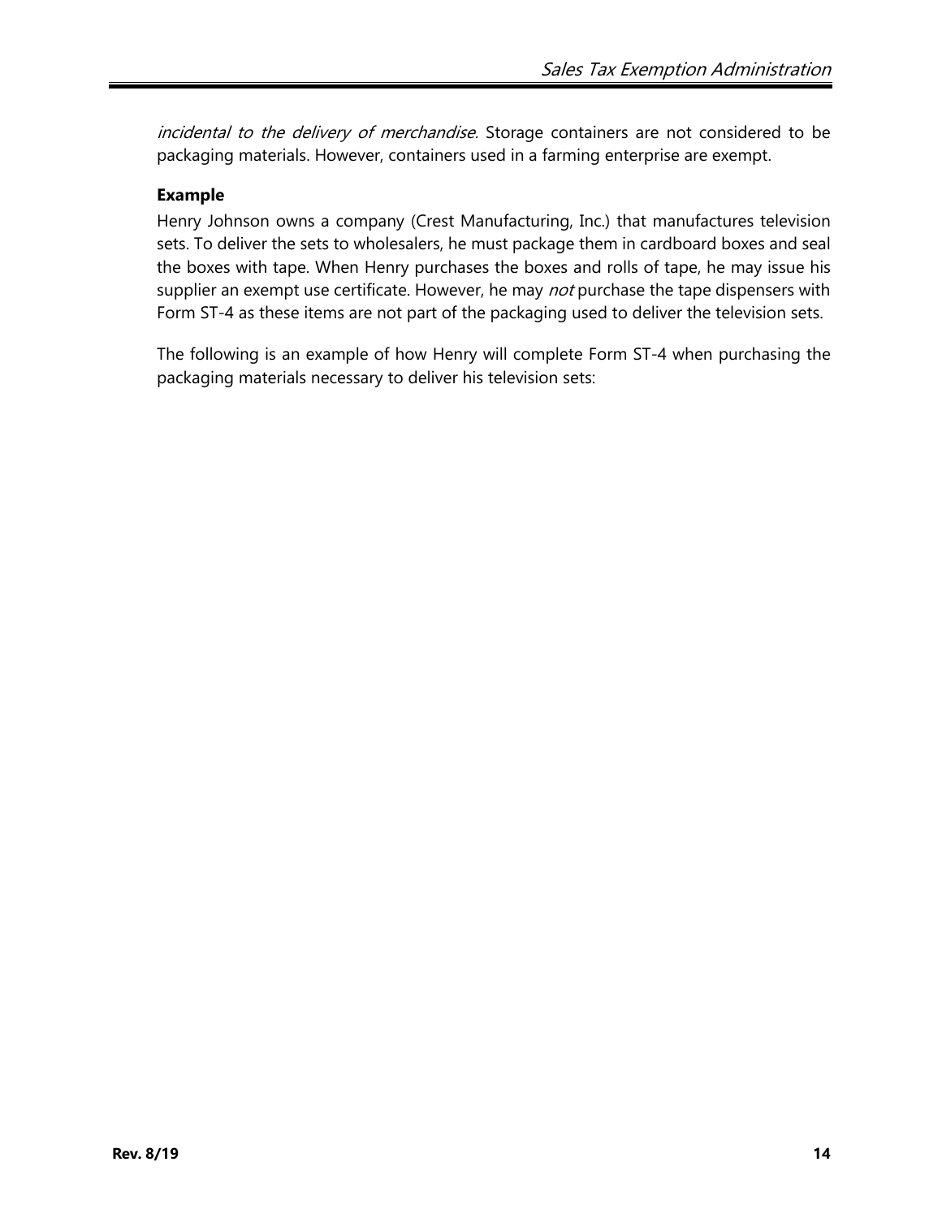*incidental to the delivery of merchandise.* Storage containers are not considered to be packaging materials. However, containers used in a farming enterprise are exempt.

**Example**

Henry Johnson owns a company (Crest Manufacturing, Inc.) that manufactures television sets. To deliver the sets to wholesalers, he must package them in cardboard boxes and seal the boxes with tape. When Henry purchases the boxes and rolls of tape, he may issue his supplier an exempt use certificate. However, he may *not* purchase the tape dispensers with Form ST-4 as these items are not part of the packaging used to deliver the television sets.

The following is an example of how Henry will complete Form ST-4 when purchasing the packaging materials necessary to deliver his television sets: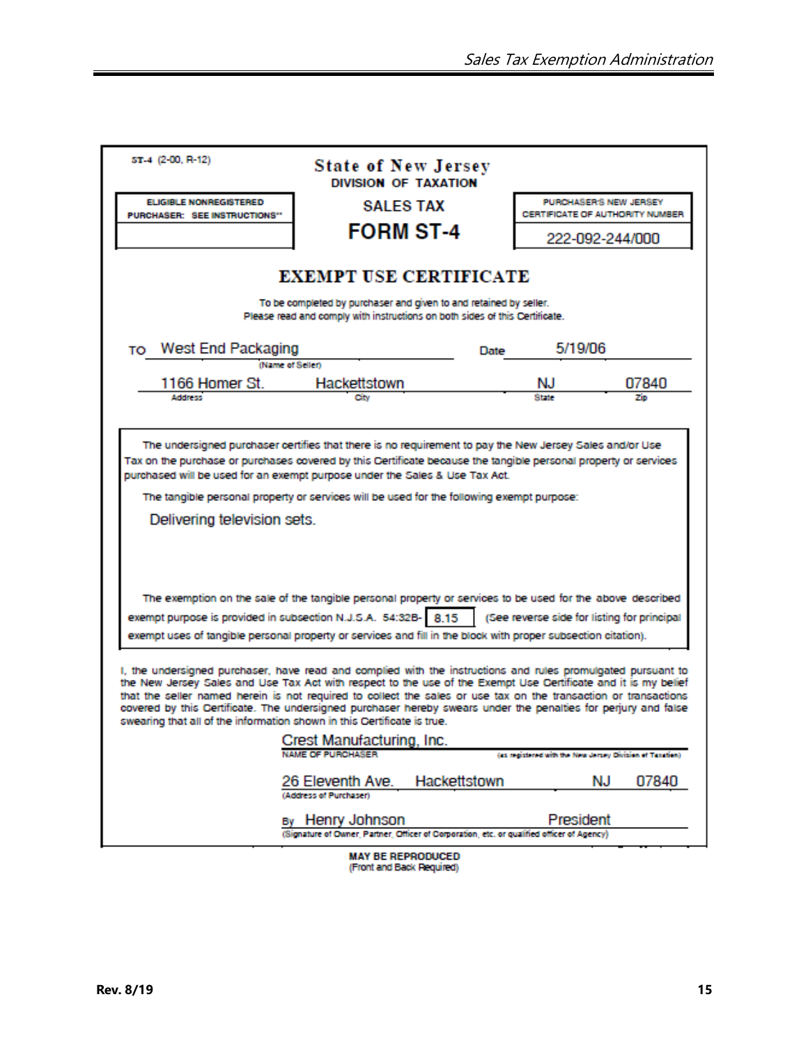ST-4 (2-00, R-12)

**State of New Jersey**
**DIVISION OF TAXATION**

**ELIGIBLE NONREGISTERED PURCHASER: SEE INSTRUCTIONS\*\***

**SALES TAX**

# FORM ST-4

**PURCHASER'S NEW JERSEY CERTIFICATE OF AUTHORITY NUMBER**

222-092-244/000

## EXEMPT USE CERTIFICATE

To be completed by purchaser and given to and retained by seller.
Please read and comply with instructions on both sides of this Certificate.

TO West End Packaging (Name of Seller) Date 5/19/06

1166 Homer St. (Address) Hackettstown (City) NJ (State) 07840 (Zip)

The undersigned purchaser certifies that there is no requirement to pay the New Jersey Sales and/or Use Tax on the purchase or purchases covered by this Certificate because the tangible personal property or services purchased will be used for an exempt purpose under the Sales & Use Tax Act.

The tangible personal property or services will be used for the following exempt purpose:

Delivering television sets.

The exemption on the sale of the tangible personal property or services to be used for the above described exempt purpose is provided in subsection N.J.S.A. 54:32B- 8.15 (See reverse side for listing for principal exempt uses of tangible personal property or services and fill in the block with proper subsection citation).

I, the undersigned purchaser, have read and complied with the instructions and rules promulgated pursuant to the New Jersey Sales and Use Tax Act with respect to the use of the Exempt Use Certificate and it is my belief that the seller named herein is not required to collect the sales or use tax on the transaction or transactions covered by this Certificate. The undersigned purchaser hereby swears under the penalties for perjury and false swearing that all of the information shown in this Certificate is true.

Crest Manufacturing, Inc.
NAME OF PURCHASER (as registered with the New Jersey Division of Taxation)

26 Eleventh Ave. Hackettstown NJ 07840
(Address of Purchaser)

By Henry Johnson President
(Signature of Owner, Partner, Officer of Corporation, etc. or qualified officer of Agency)

**MAY BE REPRODUCED**
(Front and Back Required)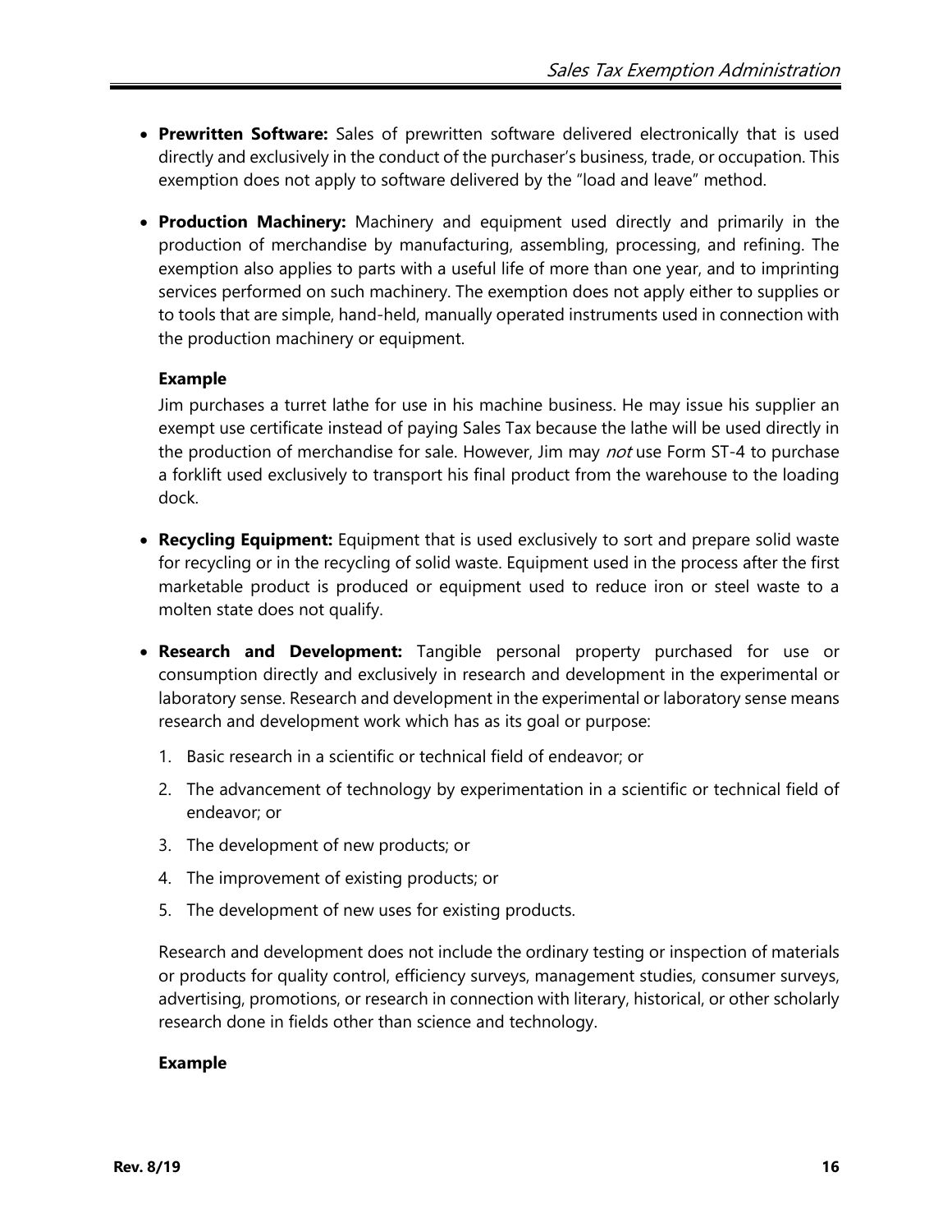- **Prewritten Software:** Sales of prewritten software delivered electronically that is used directly and exclusively in the conduct of the purchaser's business, trade, or occupation. This exemption does not apply to software delivered by the "load and leave" method.

- **Production Machinery:** Machinery and equipment used directly and primarily in the production of merchandise by manufacturing, assembling, processing, and refining. The exemption also applies to parts with a useful life of more than one year, and to imprinting services performed on such machinery. The exemption does not apply either to supplies or to tools that are simple, hand-held, manually operated instruments used in connection with the production machinery or equipment.

  **Example**

  Jim purchases a turret lathe for use in his machine business. He may issue his supplier an exempt use certificate instead of paying Sales Tax because the lathe will be used directly in the production of merchandise for sale. However, Jim may *not* use Form ST-4 to purchase a forklift used exclusively to transport his final product from the warehouse to the loading dock.

- **Recycling Equipment:** Equipment that is used exclusively to sort and prepare solid waste for recycling or in the recycling of solid waste. Equipment used in the process after the first marketable product is produced or equipment used to reduce iron or steel waste to a molten state does not qualify.

- **Research and Development:** Tangible personal property purchased for use or consumption directly and exclusively in research and development in the experimental or laboratory sense. Research and development in the experimental or laboratory sense means research and development work which has as its goal or purpose:

  1. Basic research in a scientific or technical field of endeavor; or
  2. The advancement of technology by experimentation in a scientific or technical field of endeavor; or
  3. The development of new products; or
  4. The improvement of existing products; or
  5. The development of new uses for existing products.

  Research and development does not include the ordinary testing or inspection of materials or products for quality control, efficiency surveys, management studies, consumer surveys, advertising, promotions, or research in connection with literary, historical, or other scholarly research done in fields other than science and technology.

  **Example**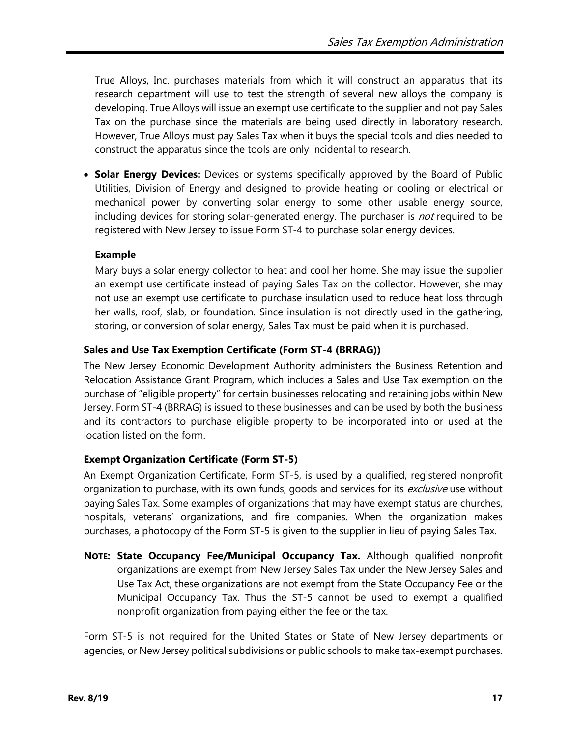True Alloys, Inc. purchases materials from which it will construct an apparatus that its research department will use to test the strength of several new alloys the company is developing. True Alloys will issue an exempt use certificate to the supplier and not pay Sales Tax on the purchase since the materials are being used directly in laboratory research. However, True Alloys must pay Sales Tax when it buys the special tools and dies needed to construct the apparatus since the tools are only incidental to research.

- **Solar Energy Devices:** Devices or systems specifically approved by the Board of Public Utilities, Division of Energy and designed to provide heating or cooling or electrical or mechanical power by converting solar energy to some other usable energy source, including devices for storing solar-generated energy. The purchaser is *not* required to be registered with New Jersey to issue Form ST-4 to purchase solar energy devices.

  **Example**

  Mary buys a solar energy collector to heat and cool her home. She may issue the supplier an exempt use certificate instead of paying Sales Tax on the collector. However, she may not use an exempt use certificate to purchase insulation used to reduce heat loss through her walls, roof, slab, or foundation. Since insulation is not directly used in the gathering, storing, or conversion of solar energy, Sales Tax must be paid when it is purchased.

### Sales and Use Tax Exemption Certificate (Form ST-4 (BRRAG))

The New Jersey Economic Development Authority administers the Business Retention and Relocation Assistance Grant Program, which includes a Sales and Use Tax exemption on the purchase of "eligible property" for certain businesses relocating and retaining jobs within New Jersey. Form ST-4 (BRRAG) is issued to these businesses and can be used by both the business and its contractors to purchase eligible property to be incorporated into or used at the location listed on the form.

### Exempt Organization Certificate (Form ST-5)

An Exempt Organization Certificate, Form ST-5, is used by a qualified, registered nonprofit organization to purchase, with its own funds, goods and services for its *exclusive* use without paying Sales Tax. Some examples of organizations that may have exempt status are churches, hospitals, veterans' organizations, and fire companies. When the organization makes purchases, a photocopy of the Form ST-5 is given to the supplier in lieu of paying Sales Tax.

**NOTE: State Occupancy Fee/Municipal Occupancy Tax.** Although qualified nonprofit organizations are exempt from New Jersey Sales Tax under the New Jersey Sales and Use Tax Act, these organizations are not exempt from the State Occupancy Fee or the Municipal Occupancy Tax. Thus the ST-5 cannot be used to exempt a qualified nonprofit organization from paying either the fee or the tax.

Form ST-5 is not required for the United States or State of New Jersey departments or agencies, or New Jersey political subdivisions or public schools to make tax-exempt purchases.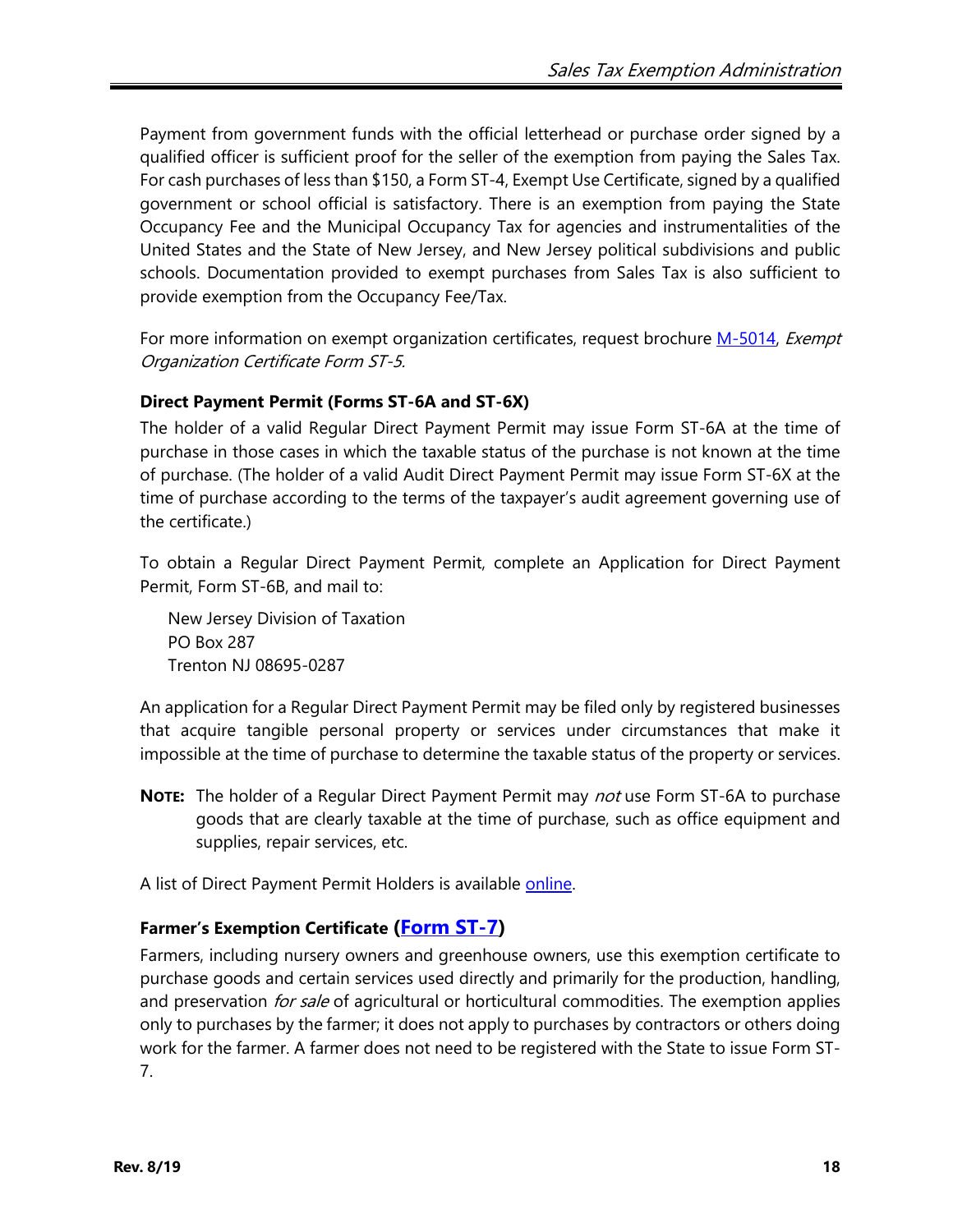Payment from government funds with the official letterhead or purchase order signed by a qualified officer is sufficient proof for the seller of the exemption from paying the Sales Tax. For cash purchases of less than $150, a Form ST-4, Exempt Use Certificate, signed by a qualified government or school official is satisfactory. There is an exemption from paying the State Occupancy Fee and the Municipal Occupancy Tax for agencies and instrumentalities of the United States and the State of New Jersey, and New Jersey political subdivisions and public schools. Documentation provided to exempt purchases from Sales Tax is also sufficient to provide exemption from the Occupancy Fee/Tax.

For more information on exempt organization certificates, request brochure M-5014, *Exempt Organization Certificate Form ST-5.*

### Direct Payment Permit (Forms ST-6A and ST-6X)

The holder of a valid Regular Direct Payment Permit may issue Form ST-6A at the time of purchase in those cases in which the taxable status of the purchase is not known at the time of purchase. (The holder of a valid Audit Direct Payment Permit may issue Form ST-6X at the time of purchase according to the terms of the taxpayer's audit agreement governing use of the certificate.)

To obtain a Regular Direct Payment Permit, complete an Application for Direct Payment Permit, Form ST-6B, and mail to:

New Jersey Division of Taxation  
PO Box 287  
Trenton NJ 08695-0287

An application for a Regular Direct Payment Permit may be filed only by registered businesses that acquire tangible personal property or services under circumstances that make it impossible at the time of purchase to determine the taxable status of the property or services.

**NOTE:** The holder of a Regular Direct Payment Permit may *not* use Form ST-6A to purchase goods that are clearly taxable at the time of purchase, such as office equipment and supplies, repair services, etc.

A list of Direct Payment Permit Holders is available online.

### Farmer's Exemption Certificate (Form ST-7)

Farmers, including nursery owners and greenhouse owners, use this exemption certificate to purchase goods and certain services used directly and primarily for the production, handling, and preservation *for sale* of agricultural or horticultural commodities. The exemption applies only to purchases by the farmer; it does not apply to purchases by contractors or others doing work for the farmer. A farmer does not need to be registered with the State to issue Form ST-7.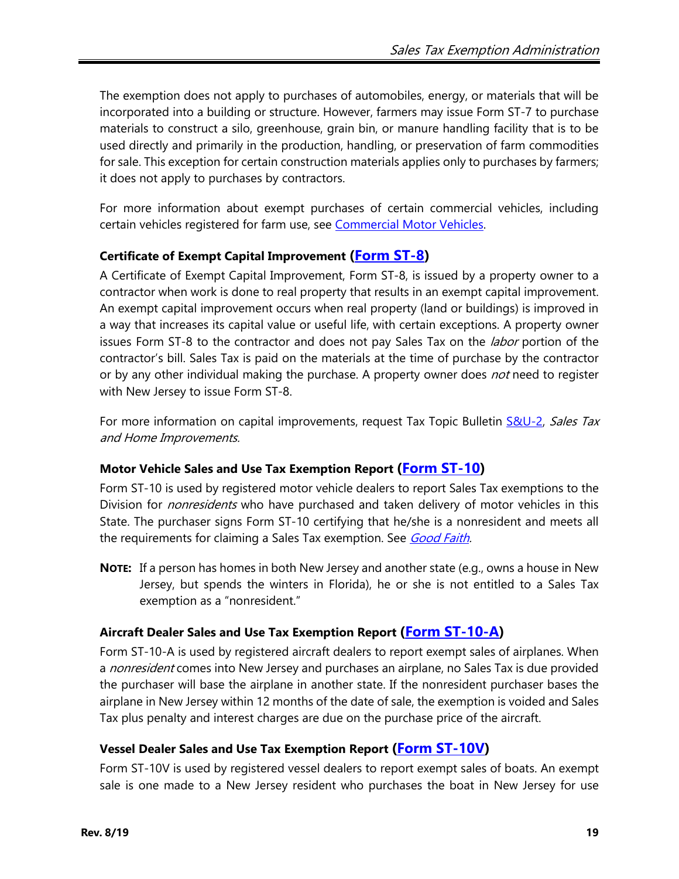The exemption does not apply to purchases of automobiles, energy, or materials that will be incorporated into a building or structure. However, farmers may issue Form ST-7 to purchase materials to construct a silo, greenhouse, grain bin, or manure handling facility that is to be used directly and primarily in the production, handling, or preservation of farm commodities for sale. This exception for certain construction materials applies only to purchases by farmers; it does not apply to purchases by contractors.

For more information about exempt purchases of certain commercial vehicles, including certain vehicles registered for farm use, see [Commercial Motor Vehicles](#).

### Certificate of Exempt Capital Improvement ([Form ST-8](#))

A Certificate of Exempt Capital Improvement, Form ST-8, is issued by a property owner to a contractor when work is done to real property that results in an exempt capital improvement. An exempt capital improvement occurs when real property (land or buildings) is improved in a way that increases its capital value or useful life, with certain exceptions. A property owner issues Form ST-8 to the contractor and does not pay Sales Tax on the *labor* portion of the contractor's bill. Sales Tax is paid on the materials at the time of purchase by the contractor or by any other individual making the purchase. A property owner does *not* need to register with New Jersey to issue Form ST-8.

For more information on capital improvements, request Tax Topic Bulletin [S&U-2](#), *Sales Tax and Home Improvements.*

### Motor Vehicle Sales and Use Tax Exemption Report ([Form ST-10](#))

Form ST-10 is used by registered motor vehicle dealers to report Sales Tax exemptions to the Division for *nonresidents* who have purchased and taken delivery of motor vehicles in this State. The purchaser signs Form ST-10 certifying that he/she is a nonresident and meets all the requirements for claiming a Sales Tax exemption. See [*Good Faith*](#).

**NOTE:** If a person has homes in both New Jersey and another state (e.g., owns a house in New Jersey, but spends the winters in Florida), he or she is not entitled to a Sales Tax exemption as a "nonresident."

### Aircraft Dealer Sales and Use Tax Exemption Report ([Form ST-10-A](#))

Form ST-10-A is used by registered aircraft dealers to report exempt sales of airplanes. When a *nonresident* comes into New Jersey and purchases an airplane, no Sales Tax is due provided the purchaser will base the airplane in another state. If the nonresident purchaser bases the airplane in New Jersey within 12 months of the date of sale, the exemption is voided and Sales Tax plus penalty and interest charges are due on the purchase price of the aircraft.

### Vessel Dealer Sales and Use Tax Exemption Report ([Form ST-10V](#))

Form ST-10V is used by registered vessel dealers to report exempt sales of boats. An exempt sale is one made to a New Jersey resident who purchases the boat in New Jersey for use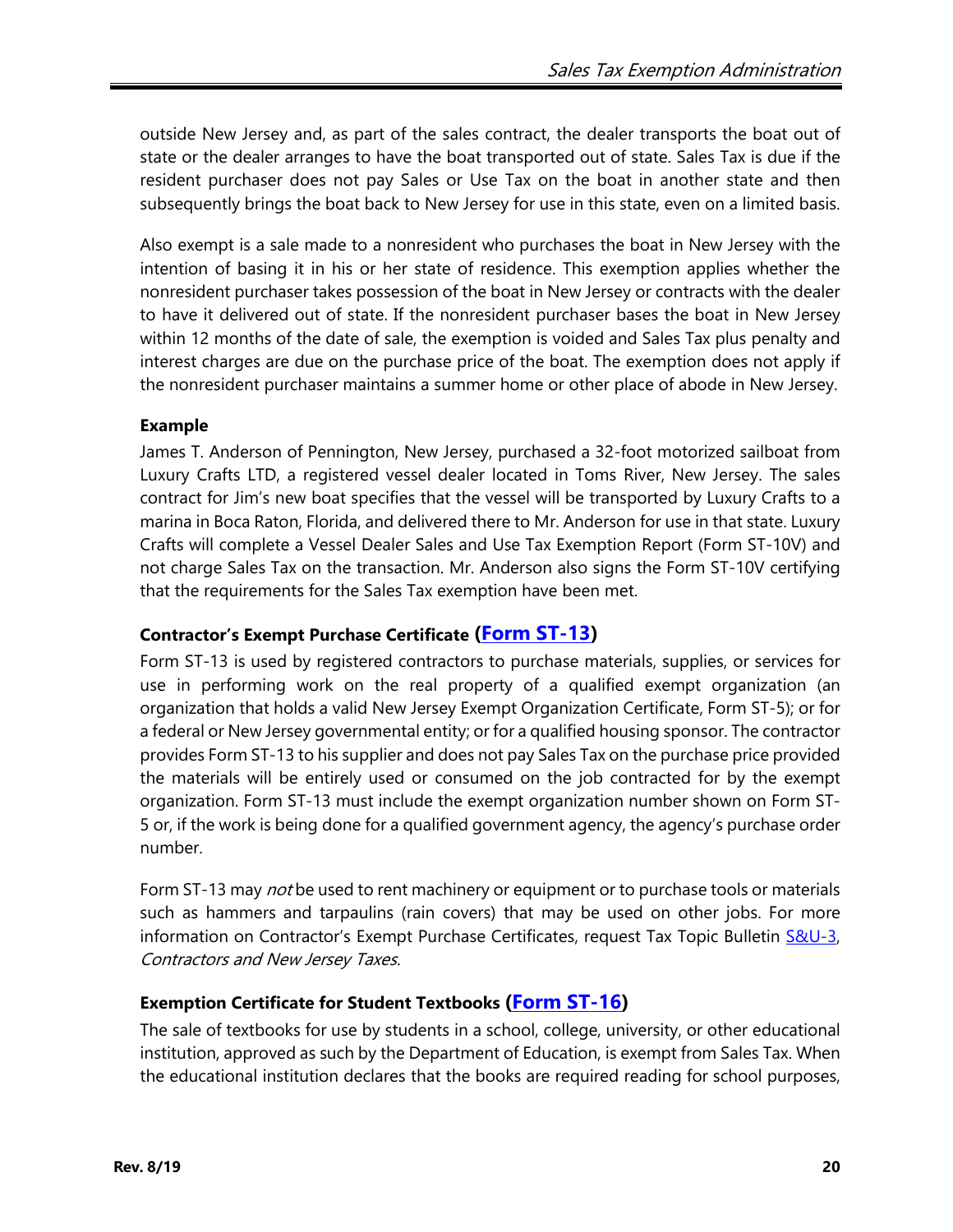outside New Jersey and, as part of the sales contract, the dealer transports the boat out of state or the dealer arranges to have the boat transported out of state. Sales Tax is due if the resident purchaser does not pay Sales or Use Tax on the boat in another state and then subsequently brings the boat back to New Jersey for use in this state, even on a limited basis.

Also exempt is a sale made to a nonresident who purchases the boat in New Jersey with the intention of basing it in his or her state of residence. This exemption applies whether the nonresident purchaser takes possession of the boat in New Jersey or contracts with the dealer to have it delivered out of state. If the nonresident purchaser bases the boat in New Jersey within 12 months of the date of sale, the exemption is voided and Sales Tax plus penalty and interest charges are due on the purchase price of the boat. The exemption does not apply if the nonresident purchaser maintains a summer home or other place of abode in New Jersey.

**Example**

James T. Anderson of Pennington, New Jersey, purchased a 32-foot motorized sailboat from Luxury Crafts LTD, a registered vessel dealer located in Toms River, New Jersey. The sales contract for Jim's new boat specifies that the vessel will be transported by Luxury Crafts to a marina in Boca Raton, Florida, and delivered there to Mr. Anderson for use in that state. Luxury Crafts will complete a Vessel Dealer Sales and Use Tax Exemption Report (Form ST-10V) and not charge Sales Tax on the transaction. Mr. Anderson also signs the Form ST-10V certifying that the requirements for the Sales Tax exemption have been met.

### Contractor's Exempt Purchase Certificate (Form ST-13)

Form ST-13 is used by registered contractors to purchase materials, supplies, or services for use in performing work on the real property of a qualified exempt organization (an organization that holds a valid New Jersey Exempt Organization Certificate, Form ST-5); or for a federal or New Jersey governmental entity; or for a qualified housing sponsor. The contractor provides Form ST-13 to his supplier and does not pay Sales Tax on the purchase price provided the materials will be entirely used or consumed on the job contracted for by the exempt organization. Form ST-13 must include the exempt organization number shown on Form ST-5 or, if the work is being done for a qualified government agency, the agency's purchase order number.

Form ST-13 may *not* be used to rent machinery or equipment or to purchase tools or materials such as hammers and tarpaulins (rain covers) that may be used on other jobs. For more information on Contractor's Exempt Purchase Certificates, request Tax Topic Bulletin S&U-3, *Contractors and New Jersey Taxes.*

### Exemption Certificate for Student Textbooks (Form ST-16)

The sale of textbooks for use by students in a school, college, university, or other educational institution, approved as such by the Department of Education, is exempt from Sales Tax. When the educational institution declares that the books are required reading for school purposes,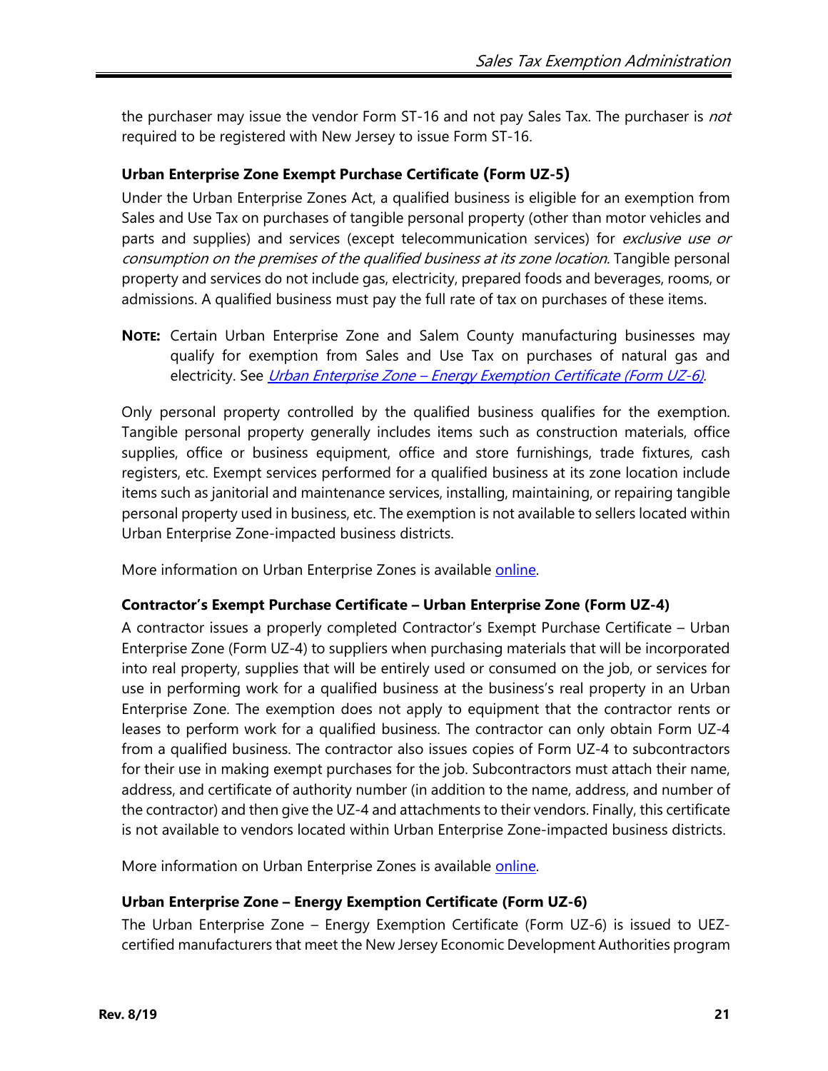the purchaser may issue the vendor Form ST-16 and not pay Sales Tax. The purchaser is *not* required to be registered with New Jersey to issue Form ST-16.

### Urban Enterprise Zone Exempt Purchase Certificate (Form UZ-5)

Under the Urban Enterprise Zones Act, a qualified business is eligible for an exemption from Sales and Use Tax on purchases of tangible personal property (other than motor vehicles and parts and supplies) and services (except telecommunication services) for *exclusive use or consumption on the premises of the qualified business at its zone location.* Tangible personal property and services do not include gas, electricity, prepared foods and beverages, rooms, or admissions. A qualified business must pay the full rate of tax on purchases of these items.

**NOTE:** Certain Urban Enterprise Zone and Salem County manufacturing businesses may qualify for exemption from Sales and Use Tax on purchases of natural gas and electricity. See *Urban Enterprise Zone – Energy Exemption Certificate (Form UZ-6).*

Only personal property controlled by the qualified business qualifies for the exemption. Tangible personal property generally includes items such as construction materials, office supplies, office or business equipment, office and store furnishings, trade fixtures, cash registers, etc. Exempt services performed for a qualified business at its zone location include items such as janitorial and maintenance services, installing, maintaining, or repairing tangible personal property used in business, etc. The exemption is not available to sellers located within Urban Enterprise Zone-impacted business districts.

More information on Urban Enterprise Zones is available online.

### Contractor's Exempt Purchase Certificate – Urban Enterprise Zone (Form UZ-4)

A contractor issues a properly completed Contractor's Exempt Purchase Certificate – Urban Enterprise Zone (Form UZ-4) to suppliers when purchasing materials that will be incorporated into real property, supplies that will be entirely used or consumed on the job, or services for use in performing work for a qualified business at the business's real property in an Urban Enterprise Zone. The exemption does not apply to equipment that the contractor rents or leases to perform work for a qualified business. The contractor can only obtain Form UZ-4 from a qualified business. The contractor also issues copies of Form UZ-4 to subcontractors for their use in making exempt purchases for the job. Subcontractors must attach their name, address, and certificate of authority number (in addition to the name, address, and number of the contractor) and then give the UZ-4 and attachments to their vendors. Finally, this certificate is not available to vendors located within Urban Enterprise Zone-impacted business districts.

More information on Urban Enterprise Zones is available online.

### Urban Enterprise Zone – Energy Exemption Certificate (Form UZ-6)

The Urban Enterprise Zone – Energy Exemption Certificate (Form UZ-6) is issued to UEZ-certified manufacturers that meet the New Jersey Economic Development Authorities program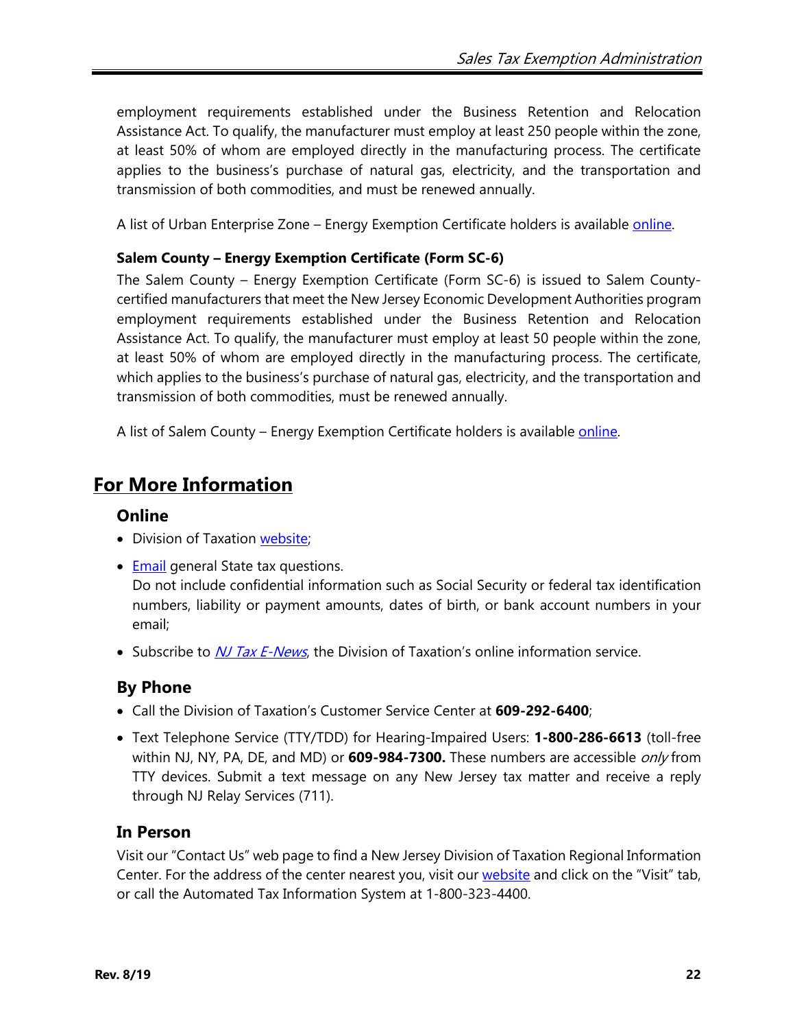employment requirements established under the Business Retention and Relocation Assistance Act. To qualify, the manufacturer must employ at least 250 people within the zone, at least 50% of whom are employed directly in the manufacturing process. The certificate applies to the business's purchase of natural gas, electricity, and the transportation and transmission of both commodities, and must be renewed annually.

A list of Urban Enterprise Zone – Energy Exemption Certificate holders is available online.

**Salem County – Energy Exemption Certificate (Form SC-6)**

The Salem County – Energy Exemption Certificate (Form SC-6) is issued to Salem County-certified manufacturers that meet the New Jersey Economic Development Authorities program employment requirements established under the Business Retention and Relocation Assistance Act. To qualify, the manufacturer must employ at least 50 people within the zone, at least 50% of whom are employed directly in the manufacturing process. The certificate, which applies to the business's purchase of natural gas, electricity, and the transportation and transmission of both commodities, must be renewed annually.

A list of Salem County – Energy Exemption Certificate holders is available online.

## For More Information

### Online

- Division of Taxation website;
- Email general State tax questions.
  Do not include confidential information such as Social Security or federal tax identification numbers, liability or payment amounts, dates of birth, or bank account numbers in your email;
- Subscribe to *NJ Tax E-News*, the Division of Taxation's online information service.

### By Phone

- Call the Division of Taxation's Customer Service Center at **609-292-6400**;
- Text Telephone Service (TTY/TDD) for Hearing-Impaired Users: **1-800-286-6613** (toll-free within NJ, NY, PA, DE, and MD) or **609-984-7300.** These numbers are accessible *only* from TTY devices. Submit a text message on any New Jersey tax matter and receive a reply through NJ Relay Services (711).

### In Person

Visit our "Contact Us" web page to find a New Jersey Division of Taxation Regional Information Center. For the address of the center nearest you, visit our website and click on the "Visit" tab, or call the Automated Tax Information System at 1-800-323-4400.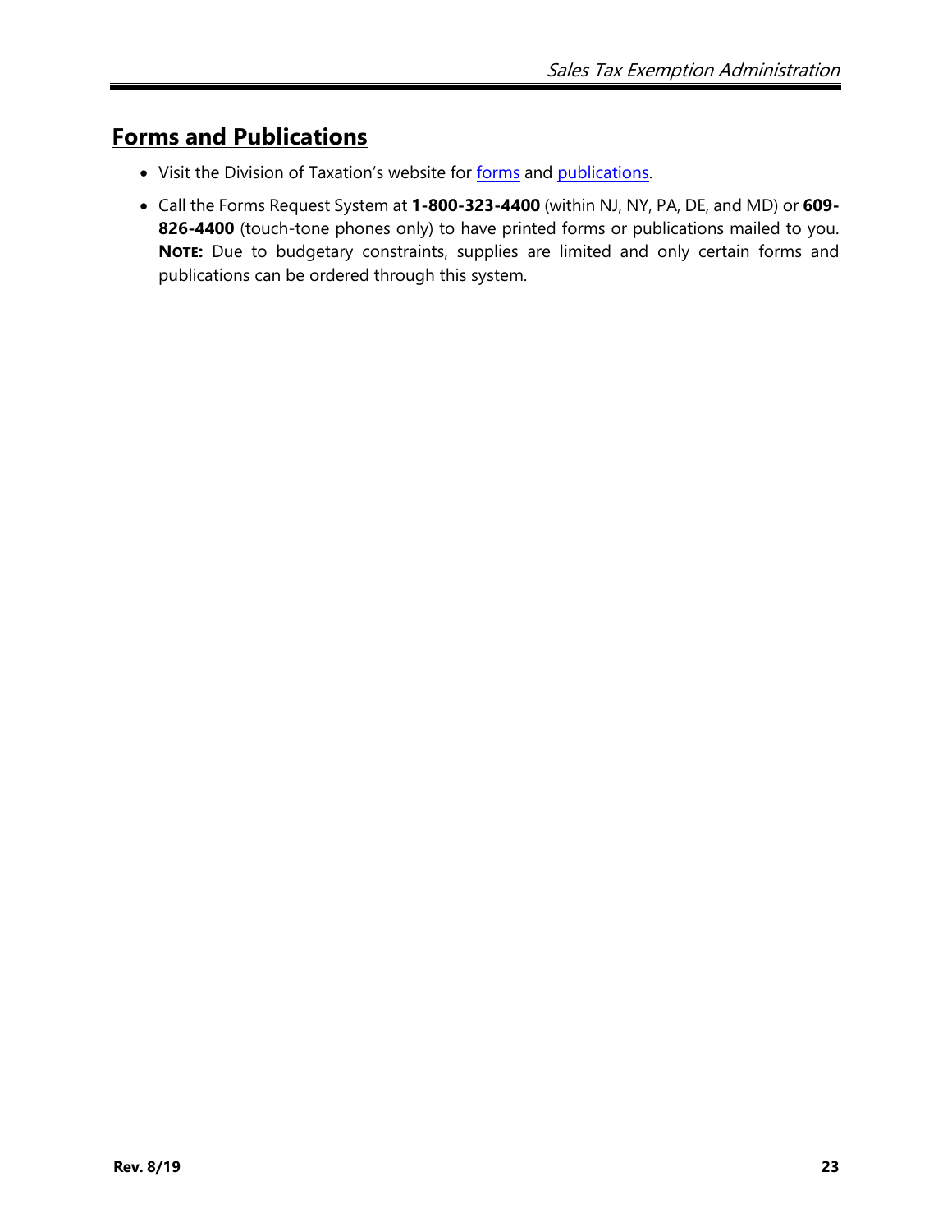## Forms and Publications

- Visit the Division of Taxation's website for forms and publications.
- Call the Forms Request System at **1-800-323-4400** (within NJ, NY, PA, DE, and MD) or **609-826-4400** (touch-tone phones only) to have printed forms or publications mailed to you. **NOTE:** Due to budgetary constraints, supplies are limited and only certain forms and publications can be ordered through this system.